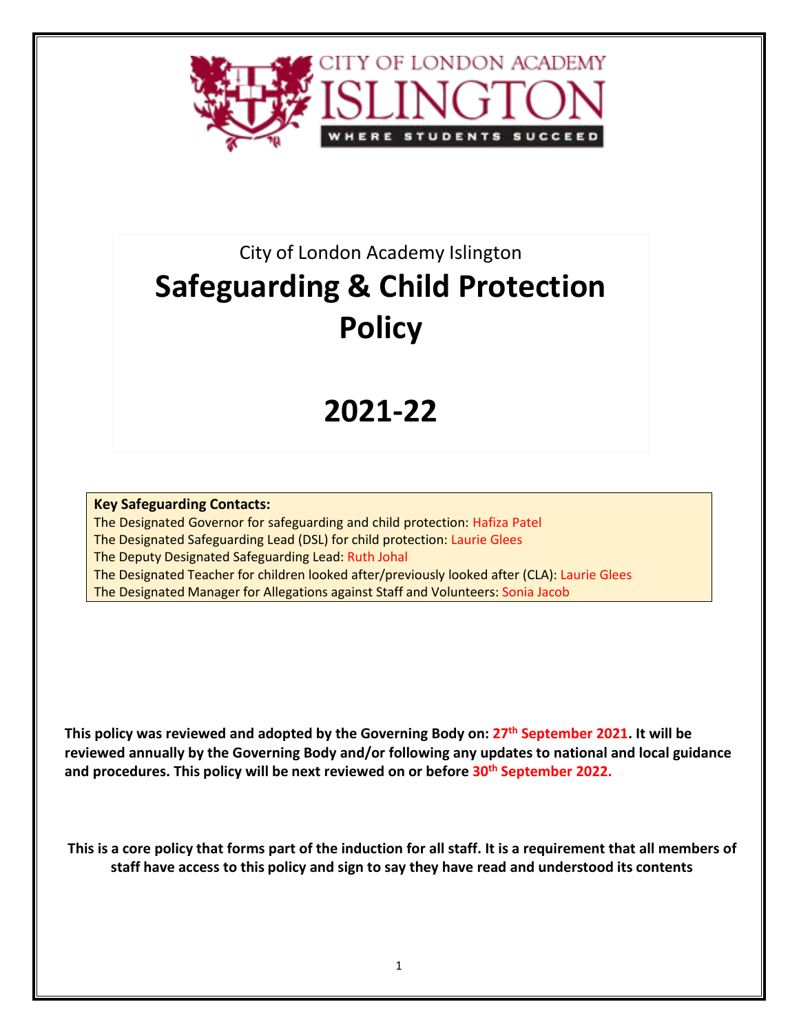City of London Academy Islington

# Safeguarding & Child Protection Policy

# 2021-22

**Key Safeguarding Contacts:**

The Designated Governor for safeguarding and child protection: Hafiza Patel

The Designated Safeguarding Lead (DSL) for child protection: Laurie Glees

The Deputy Designated Safeguarding Lead: Ruth Johal

The Designated Teacher for children looked after/previously looked after (CLA): Laurie Glees

The Designated Manager for Allegations against Staff and Volunteers: Sonia Jacob

**This policy was reviewed and adopted by the Governing Body on: 27th September 2021. It will be reviewed annually by the Governing Body and/or following any updates to national and local guidance and procedures. This policy will be next reviewed on or before 30th September 2022.**

**This is a core policy that forms part of the induction for all staff. It is a requirement that all members of staff have access to this policy and sign to say they have read and understood its contents**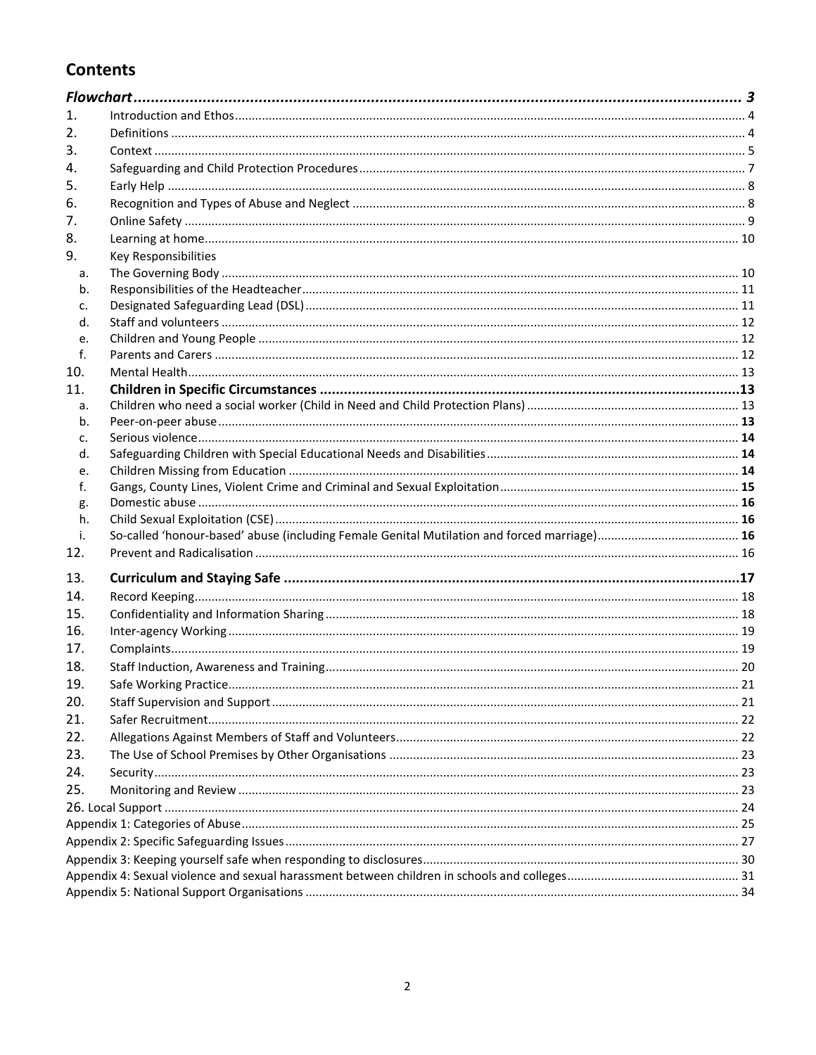# Contents

***Flowchart*** ... **3**

1. Introduction and Ethos ... 4
2. Definitions ... 4
3. Context ... 5
4. Safeguarding and Child Protection Procedures ... 7
5. Early Help ... 8
6. Recognition and Types of Abuse and Neglect ... 8
7. Online Safety ... 9
8. Learning at home ... 10
9. Key Responsibilities
   - a. The Governing Body ... 10
   - b. Responsibilities of the Headteacher ... 11
   - c. Designated Safeguarding Lead (DSL) ... 11
   - d. Staff and volunteers ... 12
   - e. Children and Young People ... 12
   - f. Parents and Carers ... 12
10. Mental Health ... 13
11. **Children in Specific Circumstances ... 13**
    - a. Children who need a social worker (Child in Need and Child Protection Plans) ... 13
    - b. Peer-on-peer abuse ... **13**
    - c. Serious violence ... **14**
    - d. Safeguarding Children with Special Educational Needs and Disabilities ... **14**
    - e. Children Missing from Education ... **14**
    - f. Gangs, County Lines, Violent Crime and Criminal and Sexual Exploitation ... **15**
    - g. Domestic abuse ... **16**
    - h. Child Sexual Exploitation (CSE) ... **16**
    - i. So-called 'honour-based' abuse (including Female Genital Mutilation and forced marriage) ... **16**
12. Prevent and Radicalisation ... 16
13. **Curriculum and Staying Safe ... 17**
14. Record Keeping ... 18
15. Confidentiality and Information Sharing ... 18
16. Inter-agency Working ... 19
17. Complaints ... 19
18. Staff Induction, Awareness and Training ... 20
19. Safe Working Practice ... 21
20. Staff Supervision and Support ... 21
21. Safer Recruitment ... 22
22. Allegations Against Members of Staff and Volunteers ... 22
23. The Use of School Premises by Other Organisations ... 23
24. Security ... 23
25. Monitoring and Review ... 23

26. Local Support ... 24

Appendix 1: Categories of Abuse ... 25

Appendix 2: Specific Safeguarding Issues ... 27

Appendix 3: Keeping yourself safe when responding to disclosures ... 30

Appendix 4: Sexual violence and sexual harassment between children in schools and colleges ... 31

Appendix 5: National Support Organisations ... 34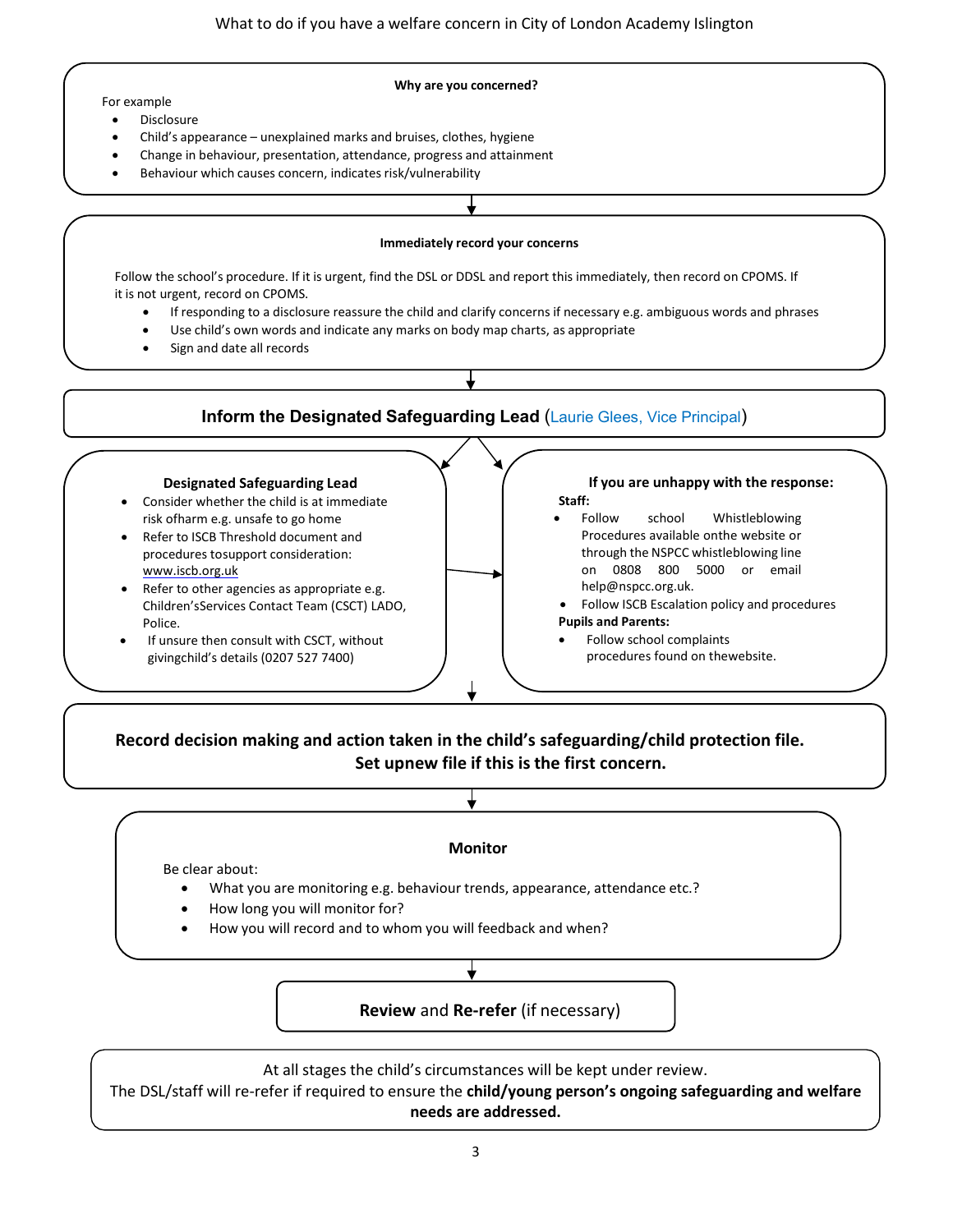What to do if you have a welfare concern in City of London Academy Islington

**Why are you concerned?**

For example

- Disclosure
- Child's appearance – unexplained marks and bruises, clothes, hygiene
- Change in behaviour, presentation, attendance, progress and attainment
- Behaviour which causes concern, indicates risk/vulnerability

**Immediately record your concerns**

Follow the school's procedure. If it is urgent, find the DSL or DDSL and report this immediately, then record on CPOMS. If it is not urgent, record on CPOMS.

- If responding to a disclosure reassure the child and clarify concerns if necessary e.g. ambiguous words and phrases
- Use child's own words and indicate any marks on body map charts, as appropriate
- Sign and date all records

**Inform the Designated Safeguarding Lead** (Laurie Glees, Vice Principal)

**Designated Safeguarding Lead**

- Consider whether the child is at immediate risk ofharm e.g. unsafe to go home
- Refer to ISCB Threshold document and procedures tosupport consideration: www.iscb.org.uk
- Refer to other agencies as appropriate e.g. Children'sServices Contact Team (CSCT) LADO, Police.
- If unsure then consult with CSCT, without givingchild's details (0207 527 7400)

**If you are unhappy with the response:**

**Staff:**

- Follow school Whistleblowing Procedures available onthe website or through the NSPCC whistleblowing line on 0808 800 5000 or email help@nspcc.org.uk.
- Follow ISCB Escalation policy and procedures

**Pupils and Parents:**

- Follow school complaints procedures found on thewebsite.

**Record decision making and action taken in the child's safeguarding/child protection file. Set upnew file if this is the first concern.**

**Monitor**

Be clear about:

- What you are monitoring e.g. behaviour trends, appearance, attendance etc.?
- How long you will monitor for?
- How you will record and to whom you will feedback and when?

**Review** and **Re-refer** (if necessary)

At all stages the child's circumstances will be kept under review.
The DSL/staff will re-refer if required to ensure the **child/young person's ongoing safeguarding and welfare needs are addressed.**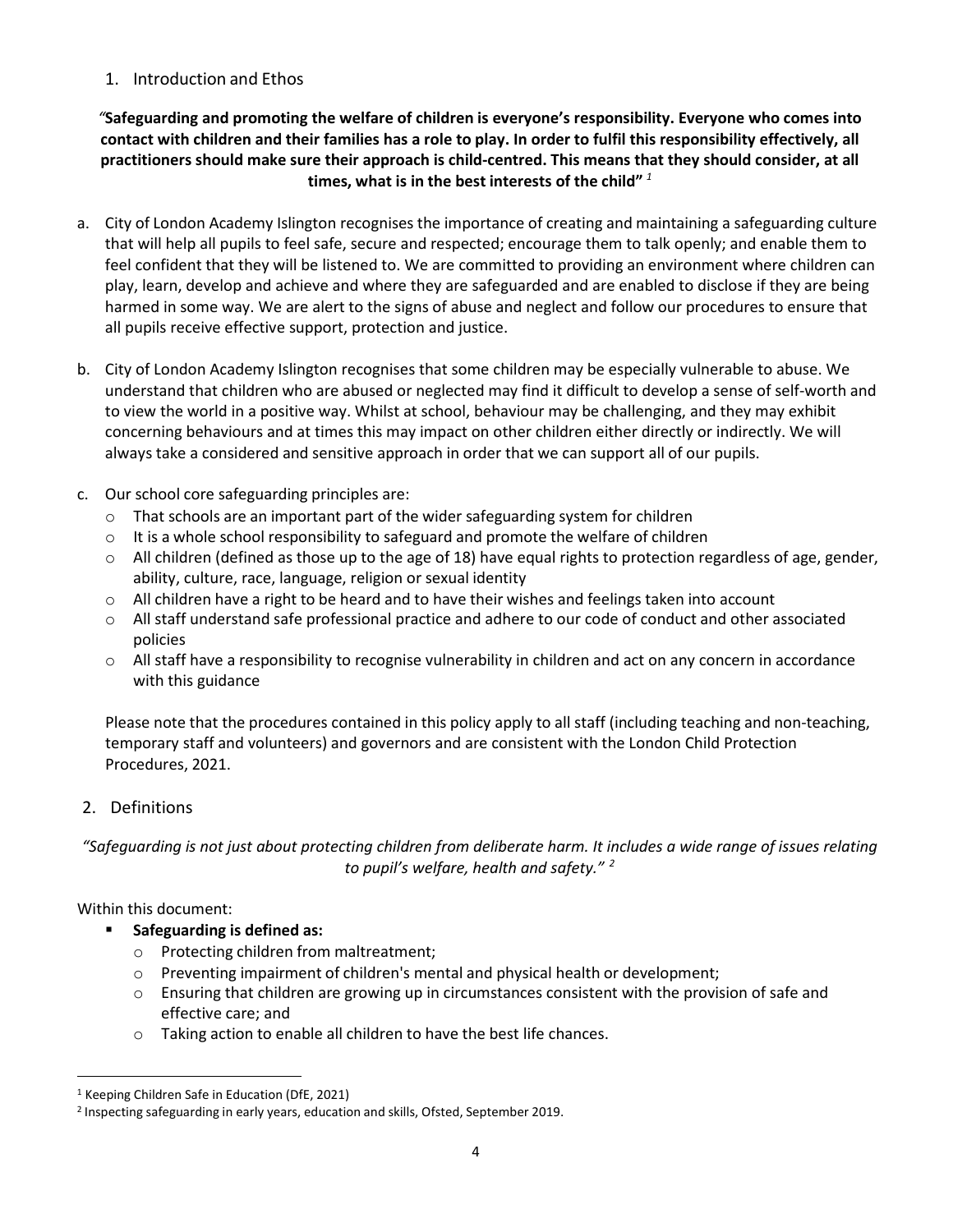## 1. Introduction and Ethos

**"Safeguarding and promoting the welfare of children is everyone's responsibility. Everyone who comes into contact with children and their families has a role to play. In order to fulfil this responsibility effectively, all practitioners should make sure their approach is child-centred. This means that they should consider, at all times, what is in the best interests of the child"** [1]

a. City of London Academy Islington recognises the importance of creating and maintaining a safeguarding culture that will help all pupils to feel safe, secure and respected; encourage them to talk openly; and enable them to feel confident that they will be listened to. We are committed to providing an environment where children can play, learn, develop and achieve and where they are safeguarded and are enabled to disclose if they are being harmed in some way. We are alert to the signs of abuse and neglect and follow our procedures to ensure that all pupils receive effective support, protection and justice.

b. City of London Academy Islington recognises that some children may be especially vulnerable to abuse. We understand that children who are abused or neglected may find it difficult to develop a sense of self-worth and to view the world in a positive way. Whilst at school, behaviour may be challenging, and they may exhibit concerning behaviours and at times this may impact on other children either directly or indirectly. We will always take a considered and sensitive approach in order that we can support all of our pupils.

c. Our school core safeguarding principles are:
   - That schools are an important part of the wider safeguarding system for children
   - It is a whole school responsibility to safeguard and promote the welfare of children
   - All children (defined as those up to the age of 18) have equal rights to protection regardless of age, gender, ability, culture, race, language, religion or sexual identity
   - All children have a right to be heard and to have their wishes and feelings taken into account
   - All staff understand safe professional practice and adhere to our code of conduct and other associated policies
   - All staff have a responsibility to recognise vulnerability in children and act on any concern in accordance with this guidance

   Please note that the procedures contained in this policy apply to all staff (including teaching and non-teaching, temporary staff and volunteers) and governors and are consistent with the London Child Protection Procedures, 2021.

## 2. Definitions

*"Safeguarding is not just about protecting children from deliberate harm. It includes a wide range of issues relating to pupil's welfare, health and safety."* [2]

Within this document:

- **Safeguarding is defined as:**
  - Protecting children from maltreatment;
  - Preventing impairment of children's mental and physical health or development;
  - Ensuring that children are growing up in circumstances consistent with the provision of safe and effective care; and
  - Taking action to enable all children to have the best life chances.

---

[1] Keeping Children Safe in Education (DfE, 2021)

[2] Inspecting safeguarding in early years, education and skills, Ofsted, September 2019.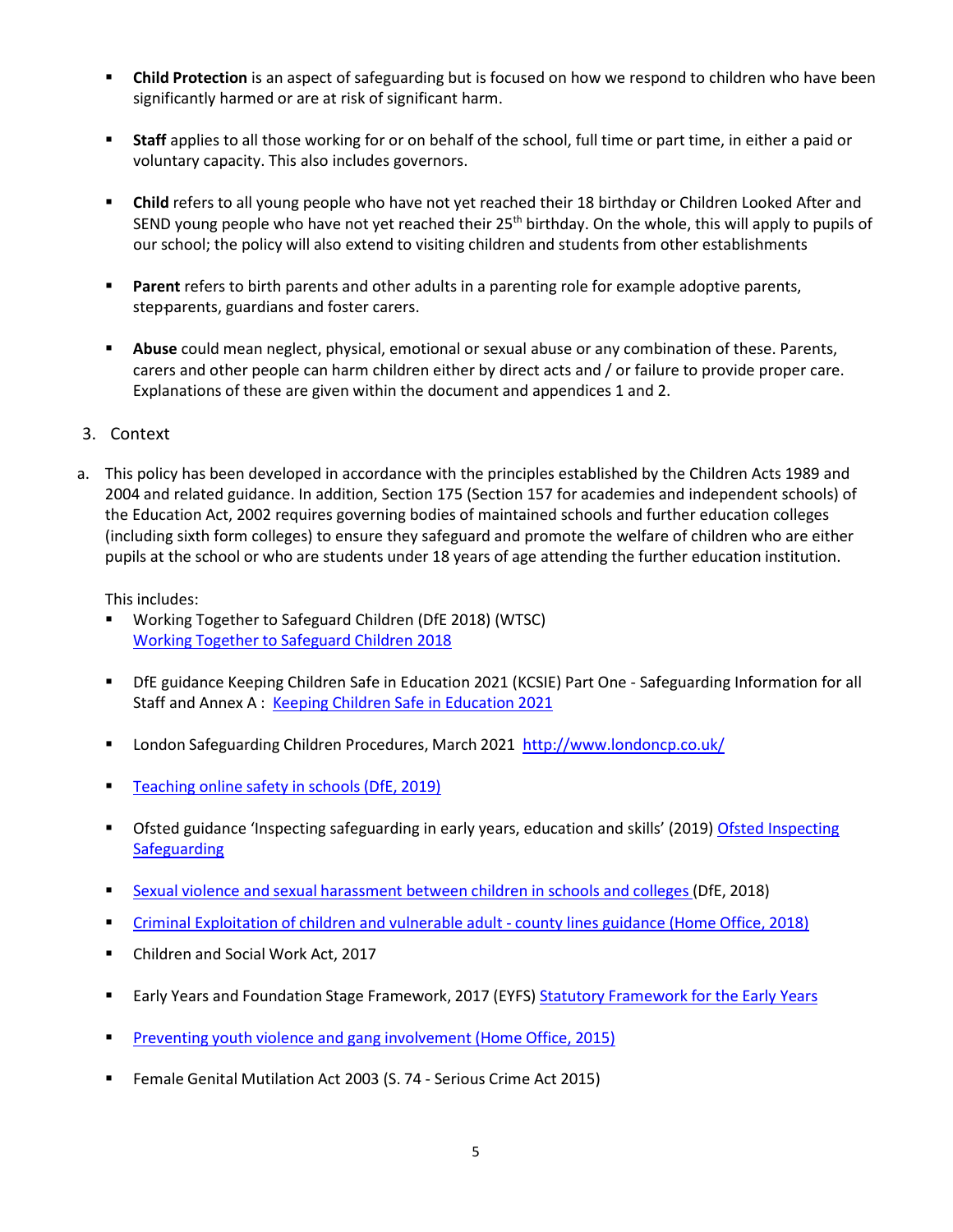- **Child Protection** is an aspect of safeguarding but is focused on how we respond to children who have been significantly harmed or are at risk of significant harm.

- **Staff** applies to all those working for or on behalf of the school, full time or part time, in either a paid or voluntary capacity. This also includes governors.

- **Child** refers to all young people who have not yet reached their 18 birthday or Children Looked After and SEND young people who have not yet reached their 25th birthday. On the whole, this will apply to pupils of our school; the policy will also extend to visiting children and students from other establishments

- **Parent** refers to birth parents and other adults in a parenting role for example adoptive parents, step-parents, guardians and foster carers.

- **Abuse** could mean neglect, physical, emotional or sexual abuse or any combination of these. Parents, carers and other people can harm children either by direct acts and / or failure to provide proper care. Explanations of these are given within the document and appendices 1 and 2.

## 3. Context

a. This policy has been developed in accordance with the principles established by the Children Acts 1989 and 2004 and related guidance. In addition, Section 175 (Section 157 for academies and independent schools) of the Education Act, 2002 requires governing bodies of maintained schools and further education colleges (including sixth form colleges) to ensure they safeguard and promote the welfare of children who are either pupils at the school or who are students under 18 years of age attending the further education institution.

This includes:

- Working Together to Safeguard Children (DfE 2018) (WTSC) Working Together to Safeguard Children 2018

- DfE guidance Keeping Children Safe in Education 2021 (KCSIE) Part One - Safeguarding Information for all Staff and Annex A : Keeping Children Safe in Education 2021

- London Safeguarding Children Procedures, March 2021 http://www.londoncp.co.uk/

- Teaching online safety in schools (DfE, 2019)

- Ofsted guidance 'Inspecting safeguarding in early years, education and skills' (2019) Ofsted Inspecting Safeguarding

- Sexual violence and sexual harassment between children in schools and colleges (DfE, 2018)

- Criminal Exploitation of children and vulnerable adult - county lines guidance (Home Office, 2018)

- Children and Social Work Act, 2017

- Early Years and Foundation Stage Framework, 2017 (EYFS) Statutory Framework for the Early Years

- Preventing youth violence and gang involvement (Home Office, 2015)

- Female Genital Mutilation Act 2003 (S. 74 - Serious Crime Act 2015)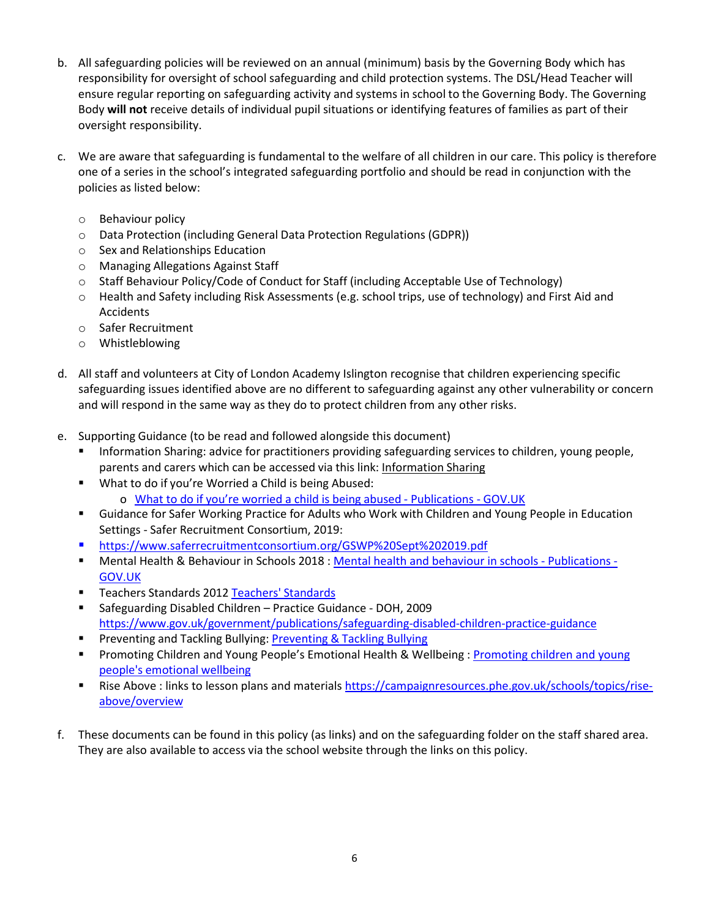b. All safeguarding policies will be reviewed on an annual (minimum) basis by the Governing Body which has responsibility for oversight of school safeguarding and child protection systems. The DSL/Head Teacher will ensure regular reporting on safeguarding activity and systems in school to the Governing Body. The Governing Body **will not** receive details of individual pupil situations or identifying features of families as part of their oversight responsibility.

c. We are aware that safeguarding is fundamental to the welfare of all children in our care. This policy is therefore one of a series in the school's integrated safeguarding portfolio and should be read in conjunction with the policies as listed below:

   - Behaviour policy
   - Data Protection (including General Data Protection Regulations (GDPR))
   - Sex and Relationships Education
   - Managing Allegations Against Staff
   - Staff Behaviour Policy/Code of Conduct for Staff (including Acceptable Use of Technology)
   - Health and Safety including Risk Assessments (e.g. school trips, use of technology) and First Aid and Accidents
   - Safer Recruitment
   - Whistleblowing

d. All staff and volunteers at City of London Academy Islington recognise that children experiencing specific safeguarding issues identified above are no different to safeguarding against any other vulnerability or concern and will respond in the same way as they do to protect children from any other risks.

e. Supporting Guidance (to be read and followed alongside this document)
   - Information Sharing: advice for practitioners providing safeguarding services to children, young people, parents and carers which can be accessed via this link: Information Sharing
   - What to do if you're Worried a Child is being Abused:
     - What to do if you're worried a child is being abused - Publications - GOV.UK
   - Guidance for Safer Working Practice for Adults who Work with Children and Young People in Education Settings - Safer Recruitment Consortium, 2019:
   - https://www.saferrecruitmentconsortium.org/GSWP%20Sept%202019.pdf
   - Mental Health & Behaviour in Schools 2018 : Mental health and behaviour in schools - Publications - GOV.UK
   - Teachers Standards 2012 Teachers' Standards
   - Safeguarding Disabled Children – Practice Guidance - DOH, 2009 https://www.gov.uk/government/publications/safeguarding-disabled-children-practice-guidance
   - Preventing and Tackling Bullying: Preventing & Tackling Bullying
   - Promoting Children and Young People's Emotional Health & Wellbeing : Promoting children and young people's emotional wellbeing
   - Rise Above : links to lesson plans and materials https://campaignresources.phe.gov.uk/schools/topics/rise-above/overview

f. These documents can be found in this policy (as links) and on the safeguarding folder on the staff shared area. They are also available to access via the school website through the links on this policy.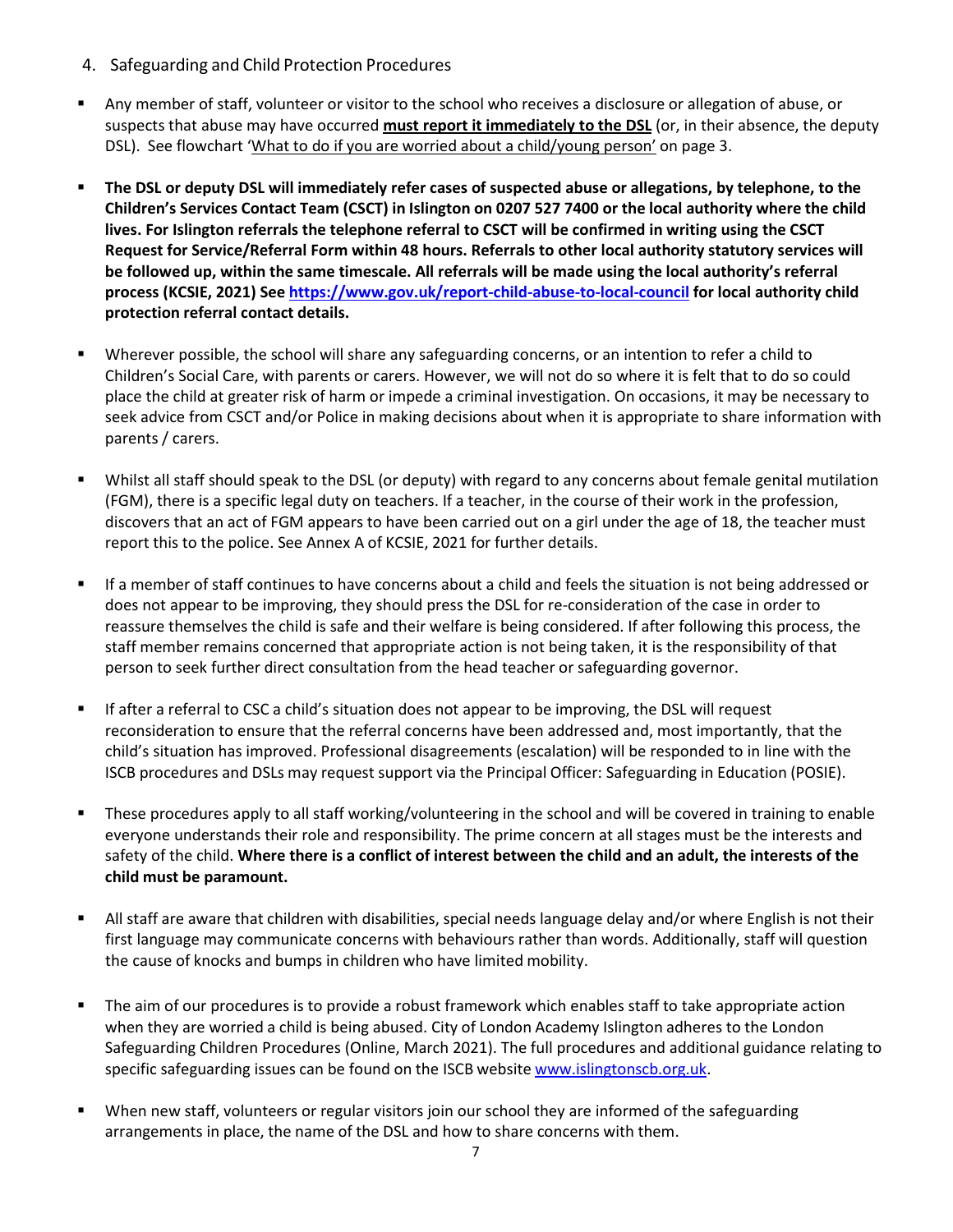## 4. Safeguarding and Child Protection Procedures

- Any member of staff, volunteer or visitor to the school who receives a disclosure or allegation of abuse, or suspects that abuse may have occurred **must report it immediately to the DSL** (or, in their absence, the deputy DSL). See flowchart 'What to do if you are worried about a child/young person' on page 3.

- **The DSL or deputy DSL will immediately refer cases of suspected abuse or allegations, by telephone, to the Children's Services Contact Team (CSCT) in Islington on 0207 527 7400 or the local authority where the child lives. For Islington referrals the telephone referral to CSCT will be confirmed in writing using the CSCT Request for Service/Referral Form within 48 hours. Referrals to other local authority statutory services will be followed up, within the same timescale. All referrals will be made using the local authority's referral process (KCSIE, 2021) See [https://www.gov.uk/report-child-abuse-to-local-council](https://www.gov.uk/report-child-abuse-to-local-council) for local authority child protection referral contact details.**

- Wherever possible, the school will share any safeguarding concerns, or an intention to refer a child to Children's Social Care, with parents or carers. However, we will not do so where it is felt that to do so could place the child at greater risk of harm or impede a criminal investigation. On occasions, it may be necessary to seek advice from CSCT and/or Police in making decisions about when it is appropriate to share information with parents / carers.

- Whilst all staff should speak to the DSL (or deputy) with regard to any concerns about female genital mutilation (FGM), there is a specific legal duty on teachers. If a teacher, in the course of their work in the profession, discovers that an act of FGM appears to have been carried out on a girl under the age of 18, the teacher must report this to the police. See Annex A of KCSIE, 2021 for further details.

- If a member of staff continues to have concerns about a child and feels the situation is not being addressed or does not appear to be improving, they should press the DSL for re-consideration of the case in order to reassure themselves the child is safe and their welfare is being considered. If after following this process, the staff member remains concerned that appropriate action is not being taken, it is the responsibility of that person to seek further direct consultation from the head teacher or safeguarding governor.

- If after a referral to CSC a child's situation does not appear to be improving, the DSL will request reconsideration to ensure that the referral concerns have been addressed and, most importantly, that the child's situation has improved. Professional disagreements (escalation) will be responded to in line with the ISCB procedures and DSLs may request support via the Principal Officer: Safeguarding in Education (POSIE).

- These procedures apply to all staff working/volunteering in the school and will be covered in training to enable everyone understands their role and responsibility. The prime concern at all stages must be the interests and safety of the child. **Where there is a conflict of interest between the child and an adult, the interests of the child must be paramount.**

- All staff are aware that children with disabilities, special needs language delay and/or where English is not their first language may communicate concerns with behaviours rather than words. Additionally, staff will question the cause of knocks and bumps in children who have limited mobility.

- The aim of our procedures is to provide a robust framework which enables staff to take appropriate action when they are worried a child is being abused. City of London Academy Islington adheres to the London Safeguarding Children Procedures (Online, March 2021). The full procedures and additional guidance relating to specific safeguarding issues can be found on the ISCB website [www.islingtonscb.org.uk](www.islingtonscb.org.uk).

- When new staff, volunteers or regular visitors join our school they are informed of the safeguarding arrangements in place, the name of the DSL and how to share concerns with them.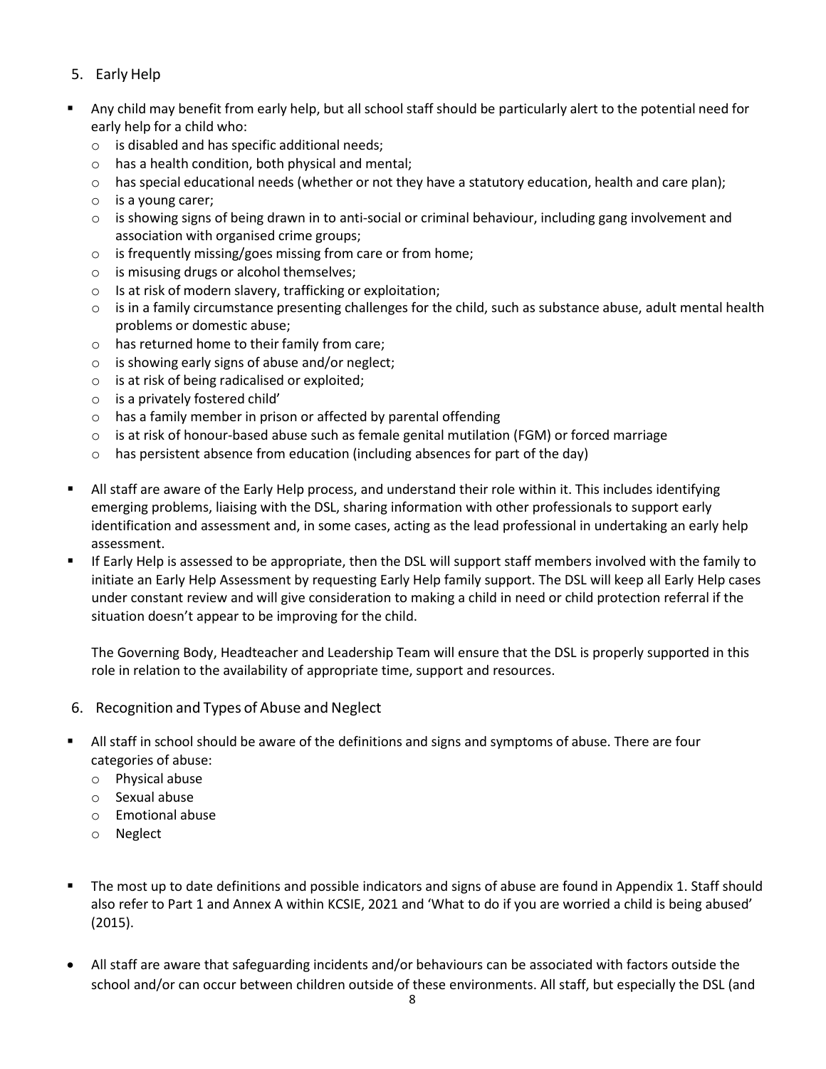## 5. Early Help

- Any child may benefit from early help, but all school staff should be particularly alert to the potential need for early help for a child who:
  - is disabled and has specific additional needs;
  - has a health condition, both physical and mental;
  - has special educational needs (whether or not they have a statutory education, health and care plan);
  - is a young carer;
  - is showing signs of being drawn in to anti-social or criminal behaviour, including gang involvement and association with organised crime groups;
  - is frequently missing/goes missing from care or from home;
  - is misusing drugs or alcohol themselves;
  - Is at risk of modern slavery, trafficking or exploitation;
  - is in a family circumstance presenting challenges for the child, such as substance abuse, adult mental health problems or domestic abuse;
  - has returned home to their family from care;
  - is showing early signs of abuse and/or neglect;
  - is at risk of being radicalised or exploited;
  - is a privately fostered child'
  - has a family member in prison or affected by parental offending
  - is at risk of honour-based abuse such as female genital mutilation (FGM) or forced marriage
  - has persistent absence from education (including absences for part of the day)
- All staff are aware of the Early Help process, and understand their role within it. This includes identifying emerging problems, liaising with the DSL, sharing information with other professionals to support early identification and assessment and, in some cases, acting as the lead professional in undertaking an early help assessment.
- If Early Help is assessed to be appropriate, then the DSL will support staff members involved with the family to initiate an Early Help Assessment by requesting Early Help family support. The DSL will keep all Early Help cases under constant review and will give consideration to making a child in need or child protection referral if the situation doesn't appear to be improving for the child.

  The Governing Body, Headteacher and Leadership Team will ensure that the DSL is properly supported in this role in relation to the availability of appropriate time, support and resources.

## 6. Recognition and Types of Abuse and Neglect

- All staff in school should be aware of the definitions and signs and symptoms of abuse. There are four categories of abuse:
  - Physical abuse
  - Sexual abuse
  - Emotional abuse
  - Neglect
- The most up to date definitions and possible indicators and signs of abuse are found in Appendix 1. Staff should also refer to Part 1 and Annex A within KCSIE, 2021 and 'What to do if you are worried a child is being abused' (2015).

- All staff are aware that safeguarding incidents and/or behaviours can be associated with factors outside the school and/or can occur between children outside of these environments. All staff, but especially the DSL (and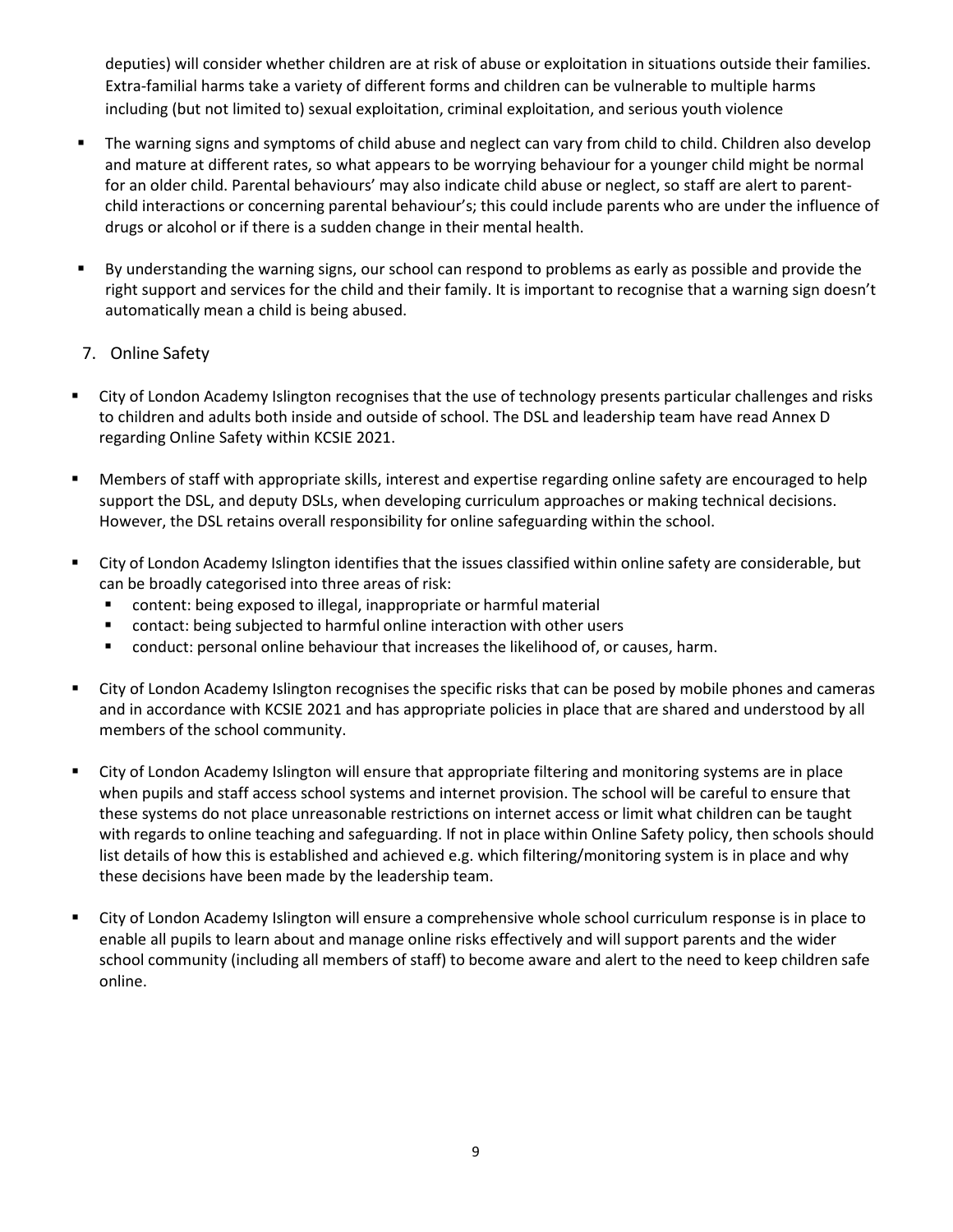deputies) will consider whether children are at risk of abuse or exploitation in situations outside their families. Extra-familial harms take a variety of different forms and children can be vulnerable to multiple harms including (but not limited to) sexual exploitation, criminal exploitation, and serious youth violence

- The warning signs and symptoms of child abuse and neglect can vary from child to child. Children also develop and mature at different rates, so what appears to be worrying behaviour for a younger child might be normal for an older child. Parental behaviours' may also indicate child abuse or neglect, so staff are alert to parent-child interactions or concerning parental behaviour's; this could include parents who are under the influence of drugs or alcohol or if there is a sudden change in their mental health.

- By understanding the warning signs, our school can respond to problems as early as possible and provide the right support and services for the child and their family. It is important to recognise that a warning sign doesn't automatically mean a child is being abused.

## 7. Online Safety

- City of London Academy Islington recognises that the use of technology presents particular challenges and risks to children and adults both inside and outside of school. The DSL and leadership team have read Annex D regarding Online Safety within KCSIE 2021.

- Members of staff with appropriate skills, interest and expertise regarding online safety are encouraged to help support the DSL, and deputy DSLs, when developing curriculum approaches or making technical decisions. However, the DSL retains overall responsibility for online safeguarding within the school.

- City of London Academy Islington identifies that the issues classified within online safety are considerable, but can be broadly categorised into three areas of risk:
  - content: being exposed to illegal, inappropriate or harmful material
  - contact: being subjected to harmful online interaction with other users
  - conduct: personal online behaviour that increases the likelihood of, or causes, harm.

- City of London Academy Islington recognises the specific risks that can be posed by mobile phones and cameras and in accordance with KCSIE 2021 and has appropriate policies in place that are shared and understood by all members of the school community.

- City of London Academy Islington will ensure that appropriate filtering and monitoring systems are in place when pupils and staff access school systems and internet provision. The school will be careful to ensure that these systems do not place unreasonable restrictions on internet access or limit what children can be taught with regards to online teaching and safeguarding. If not in place within Online Safety policy, then schools should list details of how this is established and achieved e.g. which filtering/monitoring system is in place and why these decisions have been made by the leadership team.

- City of London Academy Islington will ensure a comprehensive whole school curriculum response is in place to enable all pupils to learn about and manage online risks effectively and will support parents and the wider school community (including all members of staff) to become aware and alert to the need to keep children safe online.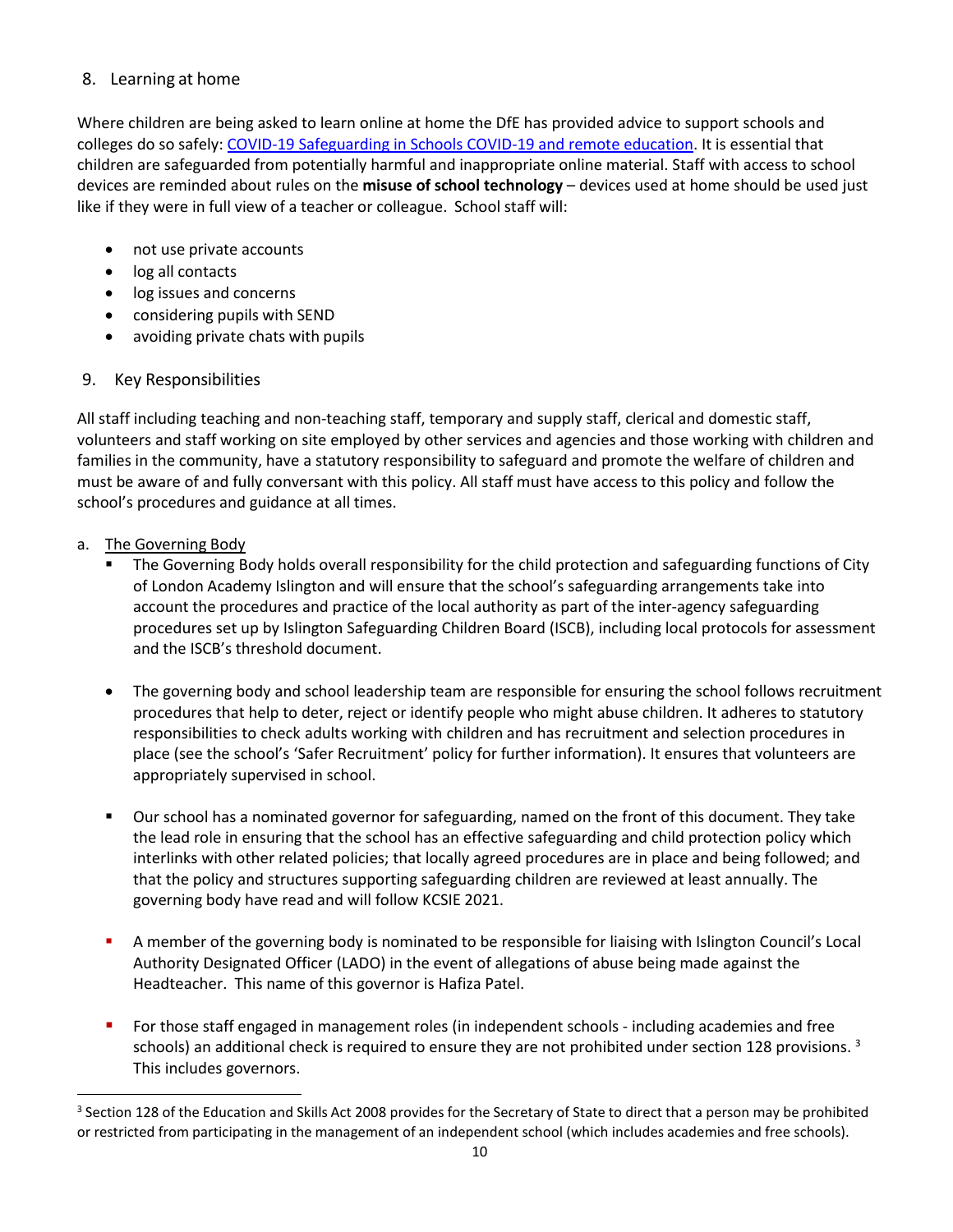## 8. Learning at home

Where children are being asked to learn online at home the DfE has provided advice to support schools and colleges do so safely: [COVID-19 Safeguarding in Schools COVID-19 and remote education](). It is essential that children are safeguarded from potentially harmful and inappropriate online material. Staff with access to school devices are reminded about rules on the **misuse of school technology** – devices used at home should be used just like if they were in full view of a teacher or colleague. School staff will:

- not use private accounts
- log all contacts
- log issues and concerns
- considering pupils with SEND
- avoiding private chats with pupils

## 9. Key Responsibilities

All staff including teaching and non-teaching staff, temporary and supply staff, clerical and domestic staff, volunteers and staff working on site employed by other services and agencies and those working with children and families in the community, have a statutory responsibility to safeguard and promote the welfare of children and must be aware of and fully conversant with this policy. All staff must have access to this policy and follow the school's procedures and guidance at all times.

a. <u>The Governing Body</u>

- The Governing Body holds overall responsibility for the child protection and safeguarding functions of City of London Academy Islington and will ensure that the school's safeguarding arrangements take into account the procedures and practice of the local authority as part of the inter-agency safeguarding procedures set up by Islington Safeguarding Children Board (ISCB), including local protocols for assessment and the ISCB's threshold document.

- The governing body and school leadership team are responsible for ensuring the school follows recruitment procedures that help to deter, reject or identify people who might abuse children. It adheres to statutory responsibilities to check adults working with children and has recruitment and selection procedures in place (see the school's 'Safer Recruitment' policy for further information). It ensures that volunteers are appropriately supervised in school.

- Our school has a nominated governor for safeguarding, named on the front of this document. They take the lead role in ensuring that the school has an effective safeguarding and child protection policy which interlinks with other related policies; that locally agreed procedures are in place and being followed; and that the policy and structures supporting safeguarding children are reviewed at least annually. The governing body have read and will follow KCSIE 2021.

- A member of the governing body is nominated to be responsible for liaising with Islington Council's Local Authority Designated Officer (LADO) in the event of allegations of abuse being made against the Headteacher. This name of this governor is Hafiza Patel.

- For those staff engaged in management roles (in independent schools - including academies and free schools) an additional check is required to ensure they are not prohibited under section 128 provisions. [3] This includes governors.

---

[3] Section 128 of the Education and Skills Act 2008 provides for the Secretary of State to direct that a person may be prohibited or restricted from participating in the management of an independent school (which includes academies and free schools).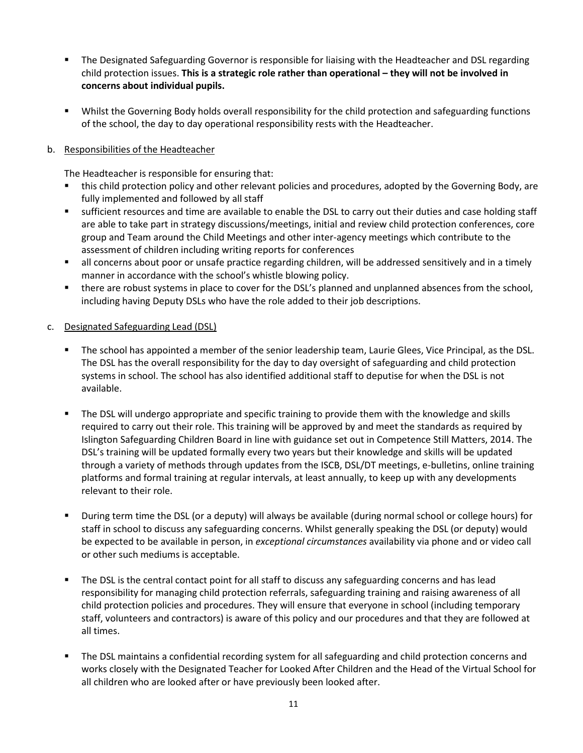- The Designated Safeguarding Governor is responsible for liaising with the Headteacher and DSL regarding child protection issues. **This is a strategic role rather than operational – they will not be involved in concerns about individual pupils.**

- Whilst the Governing Body holds overall responsibility for the child protection and safeguarding functions of the school, the day to day operational responsibility rests with the Headteacher.

b. Responsibilities of the Headteacher

The Headteacher is responsible for ensuring that:

- this child protection policy and other relevant policies and procedures, adopted by the Governing Body, are fully implemented and followed by all staff
- sufficient resources and time are available to enable the DSL to carry out their duties and case holding staff are able to take part in strategy discussions/meetings, initial and review child protection conferences, core group and Team around the Child Meetings and other inter-agency meetings which contribute to the assessment of children including writing reports for conferences
- all concerns about poor or unsafe practice regarding children, will be addressed sensitively and in a timely manner in accordance with the school's whistle blowing policy.
- there are robust systems in place to cover for the DSL's planned and unplanned absences from the school, including having Deputy DSLs who have the role added to their job descriptions.

c. Designated Safeguarding Lead (DSL)

- The school has appointed a member of the senior leadership team, Laurie Glees, Vice Principal, as the DSL. The DSL has the overall responsibility for the day to day oversight of safeguarding and child protection systems in school. The school has also identified additional staff to deputise for when the DSL is not available.

- The DSL will undergo appropriate and specific training to provide them with the knowledge and skills required to carry out their role. This training will be approved by and meet the standards as required by Islington Safeguarding Children Board in line with guidance set out in Competence Still Matters, 2014. The DSL's training will be updated formally every two years but their knowledge and skills will be updated through a variety of methods through updates from the ISCB, DSL/DT meetings, e-bulletins, online training platforms and formal training at regular intervals, at least annually, to keep up with any developments relevant to their role.

- During term time the DSL (or a deputy) will always be available (during normal school or college hours) for staff in school to discuss any safeguarding concerns. Whilst generally speaking the DSL (or deputy) would be expected to be available in person, in *exceptional circumstances* availability via phone and or video call or other such mediums is acceptable.

- The DSL is the central contact point for all staff to discuss any safeguarding concerns and has lead responsibility for managing child protection referrals, safeguarding training and raising awareness of all child protection policies and procedures. They will ensure that everyone in school (including temporary staff, volunteers and contractors) is aware of this policy and our procedures and that they are followed at all times.

- The DSL maintains a confidential recording system for all safeguarding and child protection concerns and works closely with the Designated Teacher for Looked After Children and the Head of the Virtual School for all children who are looked after or have previously been looked after.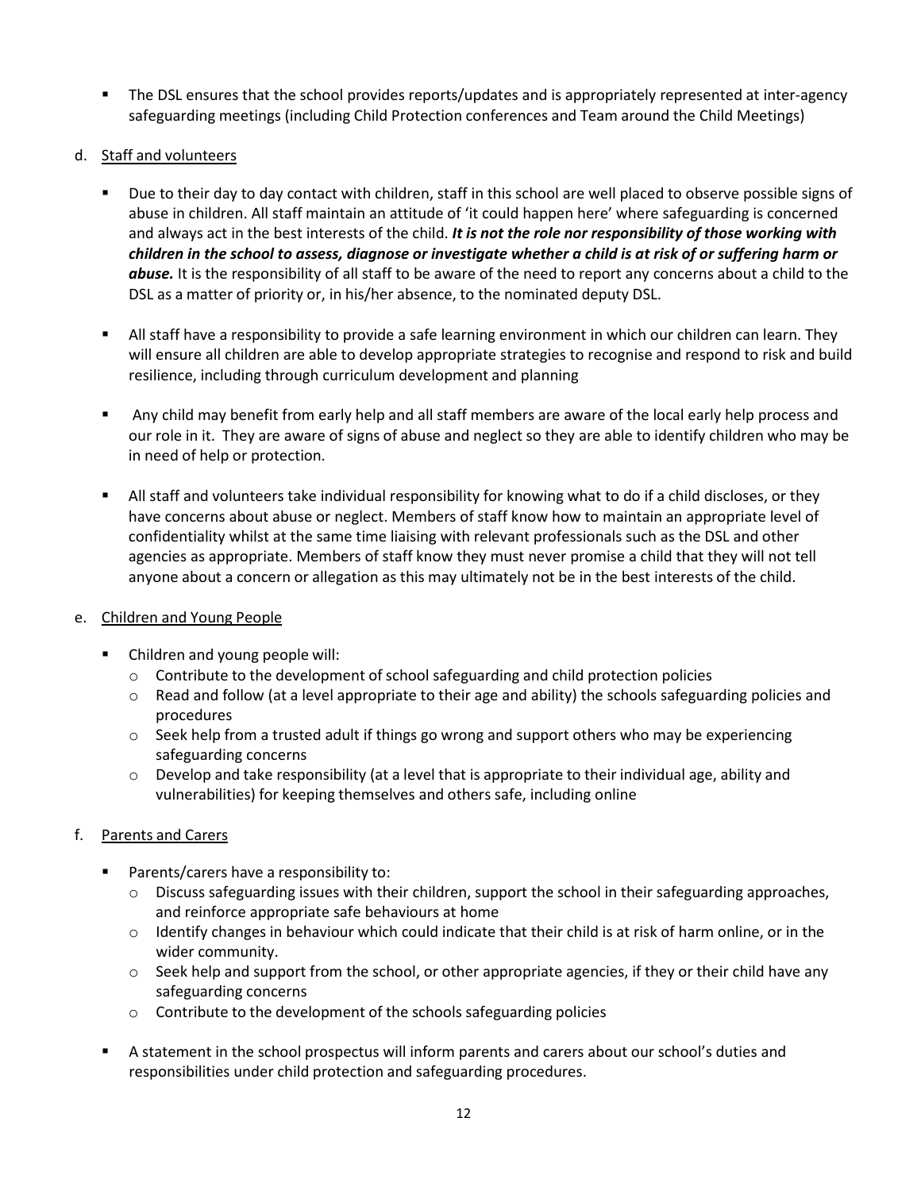- The DSL ensures that the school provides reports/updates and is appropriately represented at inter-agency safeguarding meetings (including Child Protection conferences and Team around the Child Meetings)

d. Staff and volunteers

- Due to their day to day contact with children, staff in this school are well placed to observe possible signs of abuse in children. All staff maintain an attitude of 'it could happen here' where safeguarding is concerned and always act in the best interests of the child. ***It is not the role nor responsibility of those working with children in the school to assess, diagnose or investigate whether a child is at risk of or suffering harm or abuse.*** It is the responsibility of all staff to be aware of the need to report any concerns about a child to the DSL as a matter of priority or, in his/her absence, to the nominated deputy DSL.

- All staff have a responsibility to provide a safe learning environment in which our children can learn. They will ensure all children are able to develop appropriate strategies to recognise and respond to risk and build resilience, including through curriculum development and planning

- Any child may benefit from early help and all staff members are aware of the local early help process and our role in it. They are aware of signs of abuse and neglect so they are able to identify children who may be in need of help or protection.

- All staff and volunteers take individual responsibility for knowing what to do if a child discloses, or they have concerns about abuse or neglect. Members of staff know how to maintain an appropriate level of confidentiality whilst at the same time liaising with relevant professionals such as the DSL and other agencies as appropriate. Members of staff know they must never promise a child that they will not tell anyone about a concern or allegation as this may ultimately not be in the best interests of the child.

e. Children and Young People

- Children and young people will:
  - Contribute to the development of school safeguarding and child protection policies
  - Read and follow (at a level appropriate to their age and ability) the schools safeguarding policies and procedures
  - Seek help from a trusted adult if things go wrong and support others who may be experiencing safeguarding concerns
  - Develop and take responsibility (at a level that is appropriate to their individual age, ability and vulnerabilities) for keeping themselves and others safe, including online

f. Parents and Carers

- Parents/carers have a responsibility to:
  - Discuss safeguarding issues with their children, support the school in their safeguarding approaches, and reinforce appropriate safe behaviours at home
  - Identify changes in behaviour which could indicate that their child is at risk of harm online, or in the wider community.
  - Seek help and support from the school, or other appropriate agencies, if they or their child have any safeguarding concerns
  - Contribute to the development of the schools safeguarding policies

- A statement in the school prospectus will inform parents and carers about our school's duties and responsibilities under child protection and safeguarding procedures.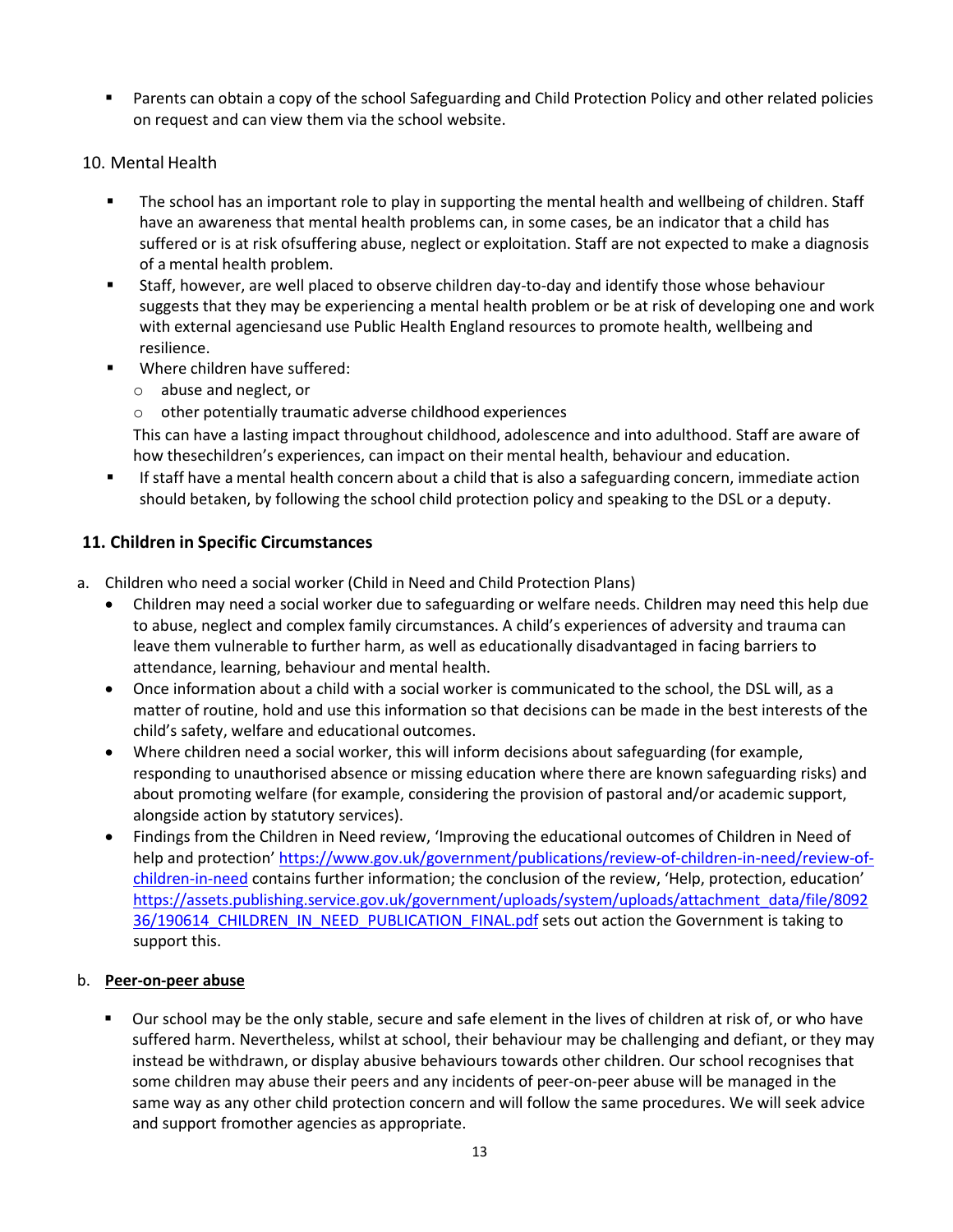- Parents can obtain a copy of the school Safeguarding and Child Protection Policy and other related policies on request and can view them via the school website.

## 10. Mental Health

- The school has an important role to play in supporting the mental health and wellbeing of children. Staff have an awareness that mental health problems can, in some cases, be an indicator that a child has suffered or is at risk ofsuffering abuse, neglect or exploitation. Staff are not expected to make a diagnosis of a mental health problem.
- Staff, however, are well placed to observe children day-to-day and identify those whose behaviour suggests that they may be experiencing a mental health problem or be at risk of developing one and work with external agenciesand use Public Health England resources to promote health, wellbeing and resilience.
- Where children have suffered:
  - abuse and neglect, or
  - other potentially traumatic adverse childhood experiences

  This can have a lasting impact throughout childhood, adolescence and into adulthood. Staff are aware of how thesechildren's experiences, can impact on their mental health, behaviour and education.
- If staff have a mental health concern about a child that is also a safeguarding concern, immediate action should betaken, by following the school child protection policy and speaking to the DSL or a deputy.

## 11. Children in Specific Circumstances

a. Children who need a social worker (Child in Need and Child Protection Plans)

- Children may need a social worker due to safeguarding or welfare needs. Children may need this help due to abuse, neglect and complex family circumstances. A child's experiences of adversity and trauma can leave them vulnerable to further harm, as well as educationally disadvantaged in facing barriers to attendance, learning, behaviour and mental health.
- Once information about a child with a social worker is communicated to the school, the DSL will, as a matter of routine, hold and use this information so that decisions can be made in the best interests of the child's safety, welfare and educational outcomes.
- Where children need a social worker, this will inform decisions about safeguarding (for example, responding to unauthorised absence or missing education where there are known safeguarding risks) and about promoting welfare (for example, considering the provision of pastoral and/or academic support, alongside action by statutory services).
- Findings from the Children in Need review, 'Improving the educational outcomes of Children in Need of help and protection' https://www.gov.uk/government/publications/review-of-children-in-need/review-of-children-in-need contains further information; the conclusion of the review, 'Help, protection, education' https://assets.publishing.service.gov.uk/government/uploads/system/uploads/attachment_data/file/809236/190614_CHILDREN_IN_NEED_PUBLICATION_FINAL.pdf sets out action the Government is taking to support this.

b. **<u>Peer-on-peer abuse</u>**

- Our school may be the only stable, secure and safe element in the lives of children at risk of, or who have suffered harm. Nevertheless, whilst at school, their behaviour may be challenging and defiant, or they may instead be withdrawn, or display abusive behaviours towards other children. Our school recognises that some children may abuse their peers and any incidents of peer-on-peer abuse will be managed in the same way as any other child protection concern and will follow the same procedures. We will seek advice and support fromother agencies as appropriate.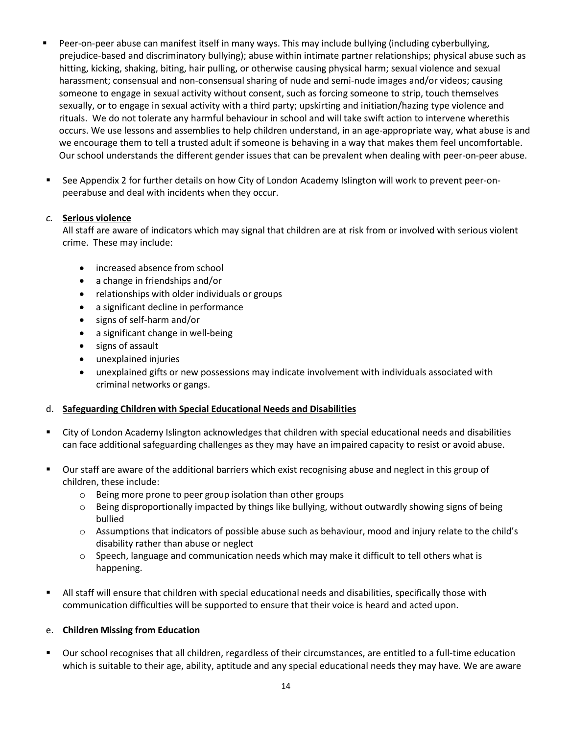- Peer-on-peer abuse can manifest itself in many ways. This may include bullying (including cyberbullying, prejudice-based and discriminatory bullying); abuse within intimate partner relationships; physical abuse such as hitting, kicking, shaking, biting, hair pulling, or otherwise causing physical harm; sexual violence and sexual harassment; consensual and non-consensual sharing of nude and semi-nude images and/or videos; causing someone to engage in sexual activity without consent, such as forcing someone to strip, touch themselves sexually, or to engage in sexual activity with a third party; upskirting and initiation/hazing type violence and rituals. We do not tolerate any harmful behaviour in school and will take swift action to intervene wherethis occurs. We use lessons and assemblies to help children understand, in an age-appropriate way, what abuse is and we encourage them to tell a trusted adult if someone is behaving in a way that makes them feel uncomfortable. Our school understands the different gender issues that can be prevalent when dealing with peer-on-peer abuse.

- See Appendix 2 for further details on how City of London Academy Islington will work to prevent peer-on-peerabuse and deal with incidents when they occur.

*c.* **Serious violence**

All staff are aware of indicators which may signal that children are at risk from or involved with serious violent crime. These may include:

- increased absence from school
- a change in friendships and/or
- relationships with older individuals or groups
- a significant decline in performance
- signs of self-harm and/or
- a significant change in well-being
- signs of assault
- unexplained injuries
- unexplained gifts or new possessions may indicate involvement with individuals associated with criminal networks or gangs.

d. **Safeguarding Children with Special Educational Needs and Disabilities**

- City of London Academy Islington acknowledges that children with special educational needs and disabilities can face additional safeguarding challenges as they may have an impaired capacity to resist or avoid abuse.

- Our staff are aware of the additional barriers which exist recognising abuse and neglect in this group of children, these include:
  - Being more prone to peer group isolation than other groups
  - Being disproportionally impacted by things like bullying, without outwardly showing signs of being bullied
  - Assumptions that indicators of possible abuse such as behaviour, mood and injury relate to the child's disability rather than abuse or neglect
  - Speech, language and communication needs which may make it difficult to tell others what is happening.

- All staff will ensure that children with special educational needs and disabilities, specifically those with communication difficulties will be supported to ensure that their voice is heard and acted upon.

e. **Children Missing from Education**

- Our school recognises that all children, regardless of their circumstances, are entitled to a full-time education which is suitable to their age, ability, aptitude and any special educational needs they may have. We are aware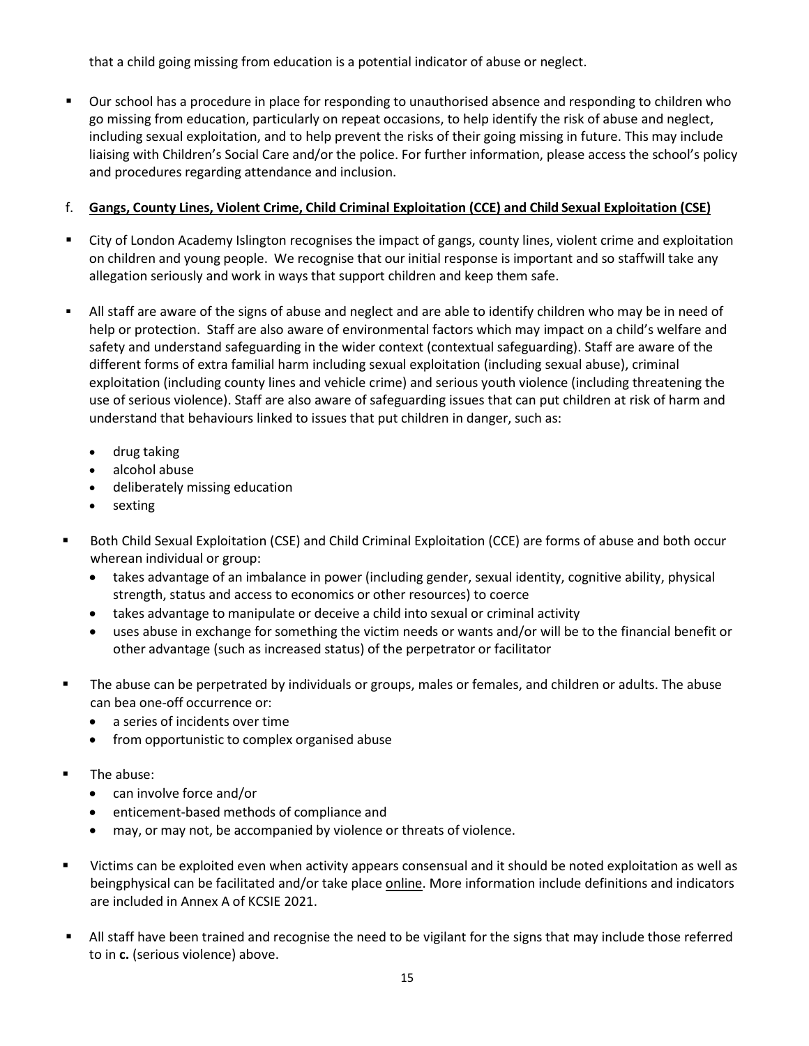that a child going missing from education is a potential indicator of abuse or neglect.

- Our school has a procedure in place for responding to unauthorised absence and responding to children who go missing from education, particularly on repeat occasions, to help identify the risk of abuse and neglect, including sexual exploitation, and to help prevent the risks of their going missing in future. This may include liaising with Children's Social Care and/or the police. For further information, please access the school's policy and procedures regarding attendance and inclusion.

f. **Gangs, County Lines, Violent Crime, Child Criminal Exploitation (CCE) and Child Sexual Exploitation (CSE)**

- City of London Academy Islington recognises the impact of gangs, county lines, violent crime and exploitation on children and young people. We recognise that our initial response is important and so staffwill take any allegation seriously and work in ways that support children and keep them safe.

- All staff are aware of the signs of abuse and neglect and are able to identify children who may be in need of help or protection. Staff are also aware of environmental factors which may impact on a child's welfare and safety and understand safeguarding in the wider context (contextual safeguarding). Staff are aware of the different forms of extra familial harm including sexual exploitation (including sexual abuse), criminal exploitation (including county lines and vehicle crime) and serious youth violence (including threatening the use of serious violence). Staff are also aware of safeguarding issues that can put children at risk of harm and understand that behaviours linked to issues that put children in danger, such as:
  - drug taking
  - alcohol abuse
  - deliberately missing education
  - sexting

- Both Child Sexual Exploitation (CSE) and Child Criminal Exploitation (CCE) are forms of abuse and both occur wherean individual or group:
  - takes advantage of an imbalance in power (including gender, sexual identity, cognitive ability, physical strength, status and access to economics or other resources) to coerce
  - takes advantage to manipulate or deceive a child into sexual or criminal activity
  - uses abuse in exchange for something the victim needs or wants and/or will be to the financial benefit or other advantage (such as increased status) of the perpetrator or facilitator

- The abuse can be perpetrated by individuals or groups, males or females, and children or adults. The abuse can bea one-off occurrence or:
  - a series of incidents over time
  - from opportunistic to complex organised abuse

- The abuse:
  - can involve force and/or
  - enticement-based methods of compliance and
  - may, or may not, be accompanied by violence or threats of violence.

- Victims can be exploited even when activity appears consensual and it should be noted exploitation as well as beingphysical can be facilitated and/or take place online. More information include definitions and indicators are included in Annex A of KCSIE 2021.

- All staff have been trained and recognise the need to be vigilant for the signs that may include those referred to in **c.** (serious violence) above.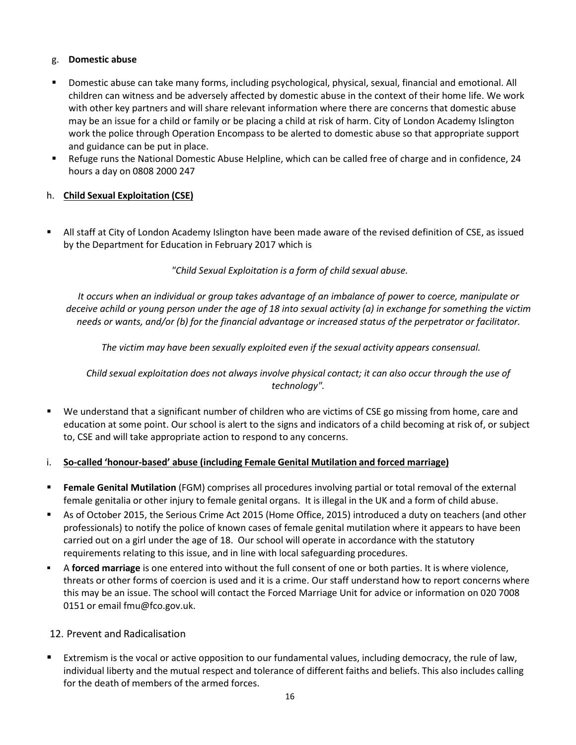g. **Domestic abuse**

- Domestic abuse can take many forms, including psychological, physical, sexual, financial and emotional. All children can witness and be adversely affected by domestic abuse in the context of their home life. We work with other key partners and will share relevant information where there are concerns that domestic abuse may be an issue for a child or family or be placing a child at risk of harm. City of London Academy Islington work the police through Operation Encompass to be alerted to domestic abuse so that appropriate support and guidance can be put in place.
- Refuge runs the National Domestic Abuse Helpline, which can be called free of charge and in confidence, 24 hours a day on 0808 2000 247

h. **Child Sexual Exploitation (CSE)**

- All staff at City of London Academy Islington have been made aware of the revised definition of CSE, as issued by the Department for Education in February 2017 which is

*"Child Sexual Exploitation is a form of child sexual abuse.*

*It occurs when an individual or group takes advantage of an imbalance of power to coerce, manipulate or deceive achild or young person under the age of 18 into sexual activity (a) in exchange for something the victim needs or wants, and/or (b) for the financial advantage or increased status of the perpetrator or facilitator.*

*The victim may have been sexually exploited even if the sexual activity appears consensual.*

*Child sexual exploitation does not always involve physical contact; it can also occur through the use of technology".*

- We understand that a significant number of children who are victims of CSE go missing from home, care and education at some point. Our school is alert to the signs and indicators of a child becoming at risk of, or subject to, CSE and will take appropriate action to respond to any concerns.

i. **So-called 'honour-based' abuse (including Female Genital Mutilation and forced marriage)**

- **Female Genital Mutilation** (FGM) comprises all procedures involving partial or total removal of the external female genitalia or other injury to female genital organs. It is illegal in the UK and a form of child abuse.
- As of October 2015, the Serious Crime Act 2015 (Home Office, 2015) introduced a duty on teachers (and other professionals) to notify the police of known cases of female genital mutilation where it appears to have been carried out on a girl under the age of 18. Our school will operate in accordance with the statutory requirements relating to this issue, and in line with local safeguarding procedures.
- A **forced marriage** is one entered into without the full consent of one or both parties. It is where violence, threats or other forms of coercion is used and it is a crime. Our staff understand how to report concerns where this may be an issue. The school will contact the Forced Marriage Unit for advice or information on 020 7008 0151 or email fmu@fco.gov.uk.

## 12. Prevent and Radicalisation

- Extremism is the vocal or active opposition to our fundamental values, including democracy, the rule of law, individual liberty and the mutual respect and tolerance of different faiths and beliefs. This also includes calling for the death of members of the armed forces.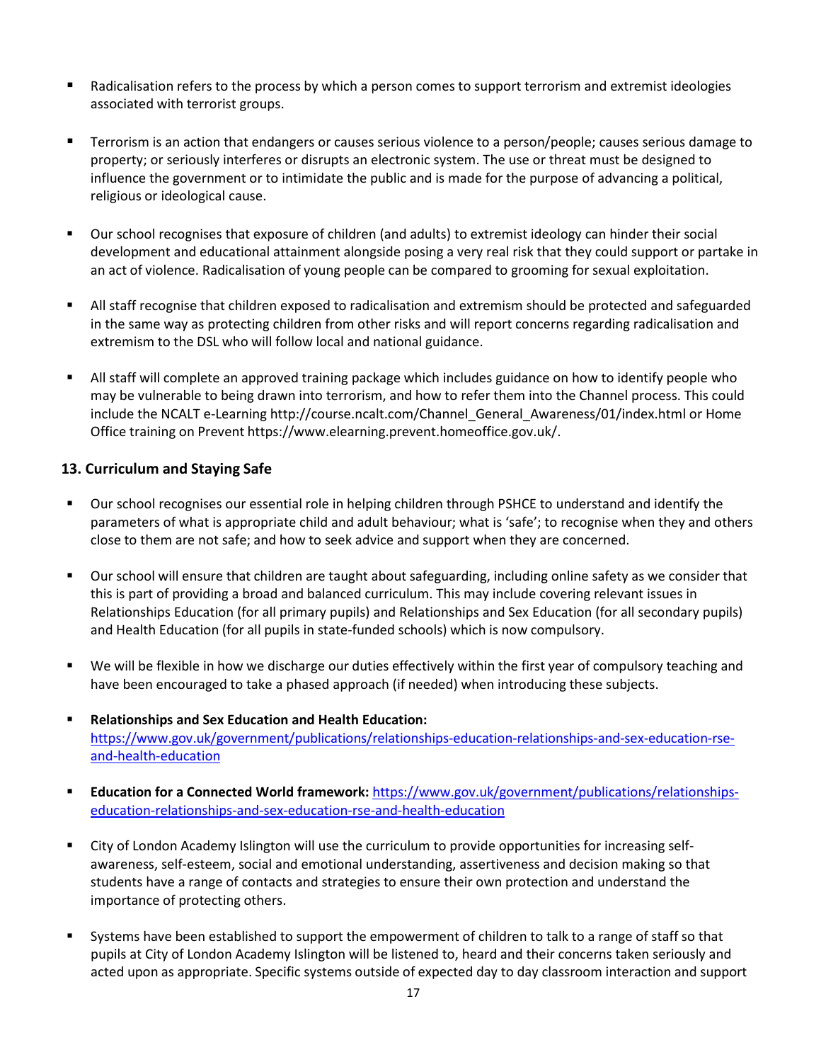- Radicalisation refers to the process by which a person comes to support terrorism and extremist ideologies associated with terrorist groups.

- Terrorism is an action that endangers or causes serious violence to a person/people; causes serious damage to property; or seriously interferes or disrupts an electronic system. The use or threat must be designed to influence the government or to intimidate the public and is made for the purpose of advancing a political, religious or ideological cause.

- Our school recognises that exposure of children (and adults) to extremist ideology can hinder their social development and educational attainment alongside posing a very real risk that they could support or partake in an act of violence. Radicalisation of young people can be compared to grooming for sexual exploitation.

- All staff recognise that children exposed to radicalisation and extremism should be protected and safeguarded in the same way as protecting children from other risks and will report concerns regarding radicalisation and extremism to the DSL who will follow local and national guidance.

- All staff will complete an approved training package which includes guidance on how to identify people who may be vulnerable to being drawn into terrorism, and how to refer them into the Channel process. This could include the NCALT e-Learning http://course.ncalt.com/Channel_General_Awareness/01/index.html or Home Office training on Prevent https://www.elearning.prevent.homeoffice.gov.uk/.

## 13. Curriculum and Staying Safe

- Our school recognises our essential role in helping children through PSHCE to understand and identify the parameters of what is appropriate child and adult behaviour; what is 'safe'; to recognise when they and others close to them are not safe; and how to seek advice and support when they are concerned.

- Our school will ensure that children are taught about safeguarding, including online safety as we consider that this is part of providing a broad and balanced curriculum. This may include covering relevant issues in Relationships Education (for all primary pupils) and Relationships and Sex Education (for all secondary pupils) and Health Education (for all pupils in state-funded schools) which is now compulsory.

- We will be flexible in how we discharge our duties effectively within the first year of compulsory teaching and have been encouraged to take a phased approach (if needed) when introducing these subjects.

- **Relationships and Sex Education and Health Education:** [https://www.gov.uk/government/publications/relationships-education-relationships-and-sex-education-rse-and-health-education](https://www.gov.uk/government/publications/relationships-education-relationships-and-sex-education-rse-and-health-education)

- **Education for a Connected World framework:** [https://www.gov.uk/government/publications/relationships-education-relationships-and-sex-education-rse-and-health-education](https://www.gov.uk/government/publications/relationships-education-relationships-and-sex-education-rse-and-health-education)

- City of London Academy Islington will use the curriculum to provide opportunities for increasing self-awareness, self-esteem, social and emotional understanding, assertiveness and decision making so that students have a range of contacts and strategies to ensure their own protection and understand the importance of protecting others.

- Systems have been established to support the empowerment of children to talk to a range of staff so that pupils at City of London Academy Islington will be listened to, heard and their concerns taken seriously and acted upon as appropriate. Specific systems outside of expected day to day classroom interaction and support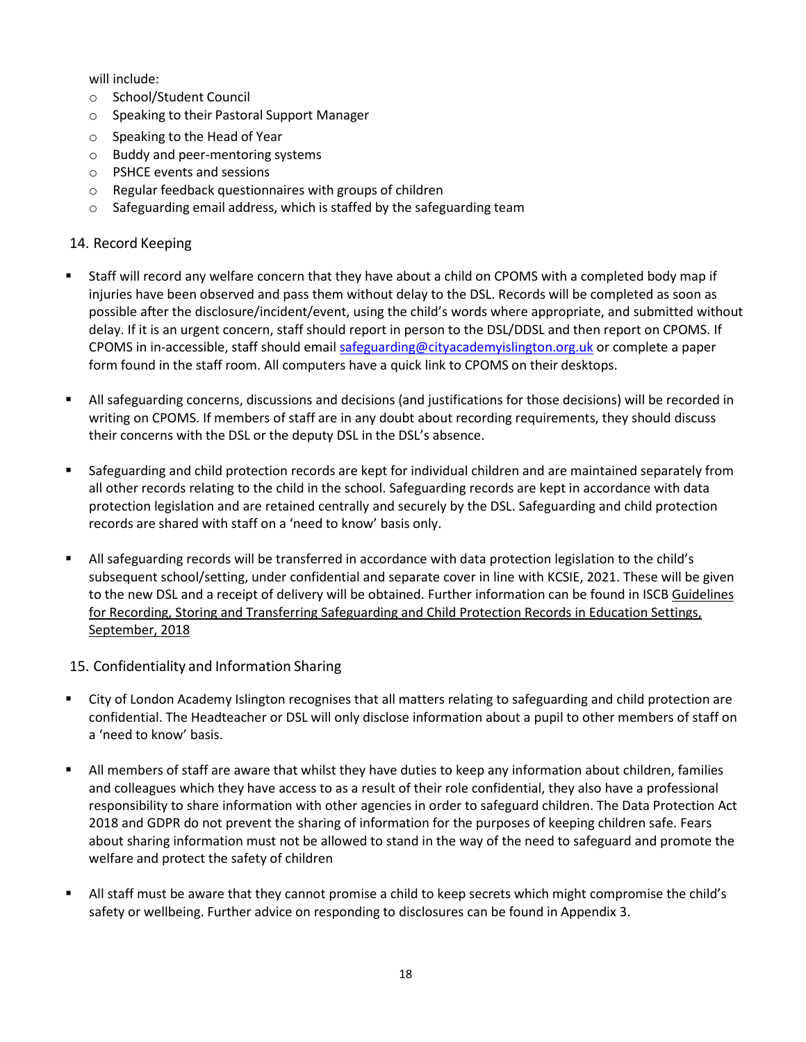will include:

- School/Student Council
- Speaking to their Pastoral Support Manager
- Speaking to the Head of Year
- Buddy and peer-mentoring systems
- PSHCE events and sessions
- Regular feedback questionnaires with groups of children
- Safeguarding email address, which is staffed by the safeguarding team

## 14. Record Keeping

- Staff will record any welfare concern that they have about a child on CPOMS with a completed body map if injuries have been observed and pass them without delay to the DSL. Records will be completed as soon as possible after the disclosure/incident/event, using the child's words where appropriate, and submitted without delay. If it is an urgent concern, staff should report in person to the DSL/DDSL and then report on CPOMS. If CPOMS in in-accessible, staff should email safeguarding@cityacademyislington.org.uk or complete a paper form found in the staff room. All computers have a quick link to CPOMS on their desktops.

- All safeguarding concerns, discussions and decisions (and justifications for those decisions) will be recorded in writing on CPOMS. If members of staff are in any doubt about recording requirements, they should discuss their concerns with the DSL or the deputy DSL in the DSL's absence.

- Safeguarding and child protection records are kept for individual children and are maintained separately from all other records relating to the child in the school. Safeguarding records are kept in accordance with data protection legislation and are retained centrally and securely by the DSL. Safeguarding and child protection records are shared with staff on a 'need to know' basis only.

- All safeguarding records will be transferred in accordance with data protection legislation to the child's subsequent school/setting, under confidential and separate cover in line with KCSIE, 2021. These will be given to the new DSL and a receipt of delivery will be obtained. Further information can be found in ISCB Guidelines for Recording, Storing and Transferring Safeguarding and Child Protection Records in Education Settings, September, 2018

## 15. Confidentiality and Information Sharing

- City of London Academy Islington recognises that all matters relating to safeguarding and child protection are confidential. The Headteacher or DSL will only disclose information about a pupil to other members of staff on a 'need to know' basis.

- All members of staff are aware that whilst they have duties to keep any information about children, families and colleagues which they have access to as a result of their role confidential, they also have a professional responsibility to share information with other agencies in order to safeguard children. The Data Protection Act 2018 and GDPR do not prevent the sharing of information for the purposes of keeping children safe. Fears about sharing information must not be allowed to stand in the way of the need to safeguard and promote the welfare and protect the safety of children

- All staff must be aware that they cannot promise a child to keep secrets which might compromise the child's safety or wellbeing. Further advice on responding to disclosures can be found in Appendix 3.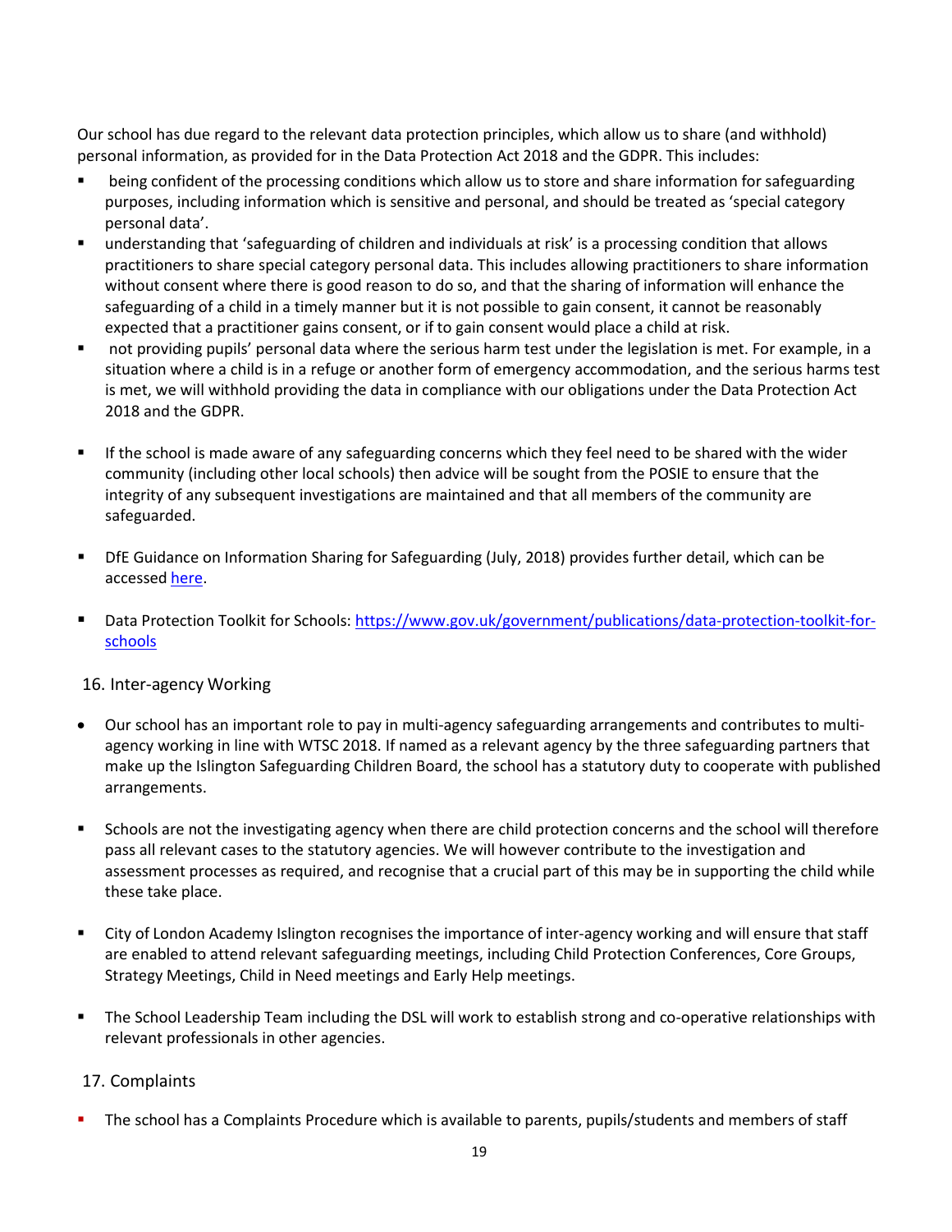Our school has due regard to the relevant data protection principles, which allow us to share (and withhold) personal information, as provided for in the Data Protection Act 2018 and the GDPR. This includes:

- being confident of the processing conditions which allow us to store and share information for safeguarding purposes, including information which is sensitive and personal, and should be treated as 'special category personal data'.
- understanding that 'safeguarding of children and individuals at risk' is a processing condition that allows practitioners to share special category personal data. This includes allowing practitioners to share information without consent where there is good reason to do so, and that the sharing of information will enhance the safeguarding of a child in a timely manner but it is not possible to gain consent, it cannot be reasonably expected that a practitioner gains consent, or if to gain consent would place a child at risk.
- not providing pupils' personal data where the serious harm test under the legislation is met. For example, in a situation where a child is in a refuge or another form of emergency accommodation, and the serious harms test is met, we will withhold providing the data in compliance with our obligations under the Data Protection Act 2018 and the GDPR.

- If the school is made aware of any safeguarding concerns which they feel need to be shared with the wider community (including other local schools) then advice will be sought from the POSIE to ensure that the integrity of any subsequent investigations are maintained and that all members of the community are safeguarded.

- DfE Guidance on Information Sharing for Safeguarding (July, 2018) provides further detail, which can be accessed [here](#).

- Data Protection Toolkit for Schools: https://www.gov.uk/government/publications/data-protection-toolkit-for-schools

## 16. Inter-agency Working

- Our school has an important role to pay in multi-agency safeguarding arrangements and contributes to multi-agency working in line with WTSC 2018. If named as a relevant agency by the three safeguarding partners that make up the Islington Safeguarding Children Board, the school has a statutory duty to cooperate with published arrangements.

- Schools are not the investigating agency when there are child protection concerns and the school will therefore pass all relevant cases to the statutory agencies. We will however contribute to the investigation and assessment processes as required, and recognise that a crucial part of this may be in supporting the child while these take place.

- City of London Academy Islington recognises the importance of inter-agency working and will ensure that staff are enabled to attend relevant safeguarding meetings, including Child Protection Conferences, Core Groups, Strategy Meetings, Child in Need meetings and Early Help meetings.

- The School Leadership Team including the DSL will work to establish strong and co-operative relationships with relevant professionals in other agencies.

## 17. Complaints

- The school has a Complaints Procedure which is available to parents, pupils/students and members of staff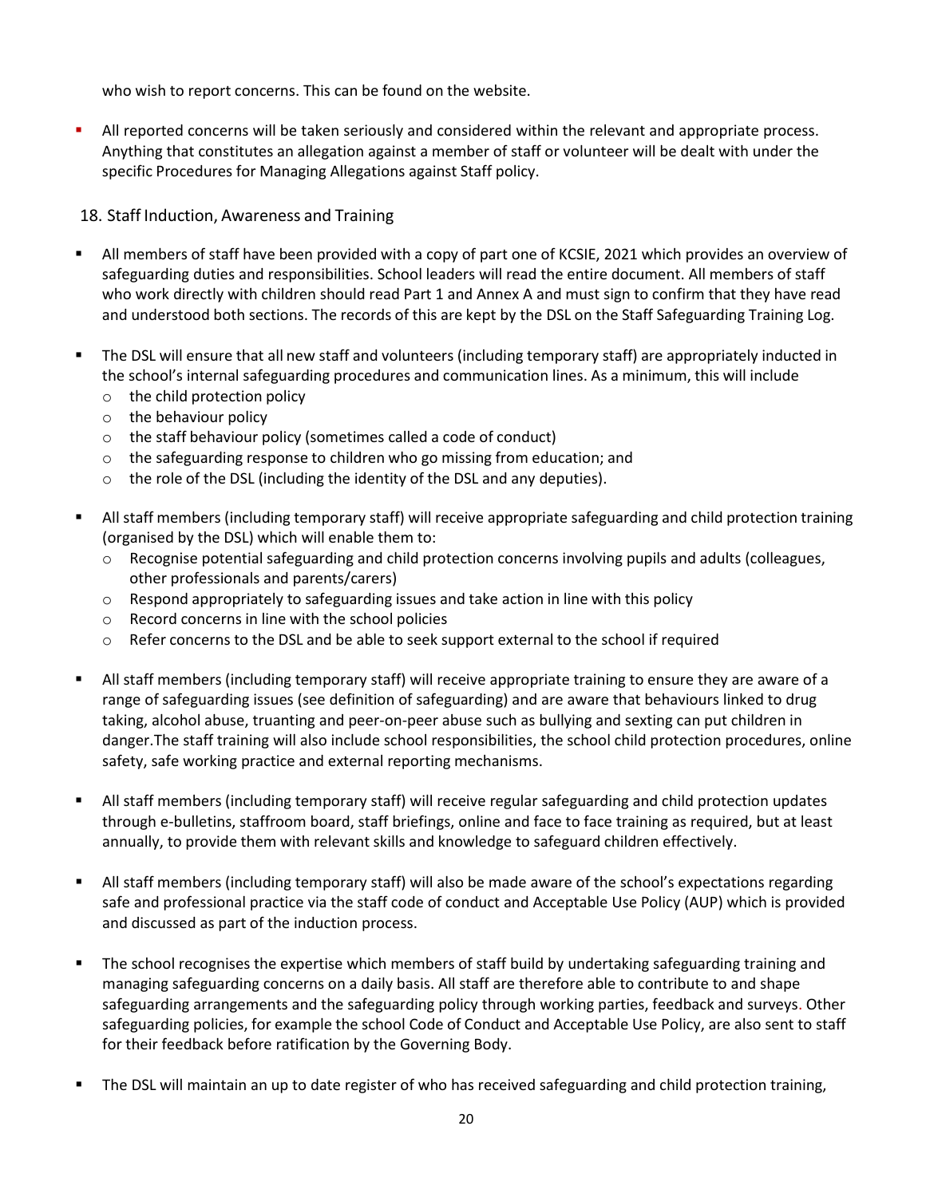who wish to report concerns. This can be found on the website.

- All reported concerns will be taken seriously and considered within the relevant and appropriate process. Anything that constitutes an allegation against a member of staff or volunteer will be dealt with under the specific Procedures for Managing Allegations against Staff policy.

## 18. Staff Induction, Awareness and Training

- All members of staff have been provided with a copy of part one of KCSIE, 2021 which provides an overview of safeguarding duties and responsibilities. School leaders will read the entire document. All members of staff who work directly with children should read Part 1 and Annex A and must sign to confirm that they have read and understood both sections. The records of this are kept by the DSL on the Staff Safeguarding Training Log.

- The DSL will ensure that all new staff and volunteers (including temporary staff) are appropriately inducted in the school's internal safeguarding procedures and communication lines. As a minimum, this will include
  - the child protection policy
  - the behaviour policy
  - the staff behaviour policy (sometimes called a code of conduct)
  - the safeguarding response to children who go missing from education; and
  - the role of the DSL (including the identity of the DSL and any deputies).

- All staff members (including temporary staff) will receive appropriate safeguarding and child protection training (organised by the DSL) which will enable them to:
  - Recognise potential safeguarding and child protection concerns involving pupils and adults (colleagues, other professionals and parents/carers)
  - Respond appropriately to safeguarding issues and take action in line with this policy
  - Record concerns in line with the school policies
  - Refer concerns to the DSL and be able to seek support external to the school if required

- All staff members (including temporary staff) will receive appropriate training to ensure they are aware of a range of safeguarding issues (see definition of safeguarding) and are aware that behaviours linked to drug taking, alcohol abuse, truanting and peer-on-peer abuse such as bullying and sexting can put children in danger.The staff training will also include school responsibilities, the school child protection procedures, online safety, safe working practice and external reporting mechanisms.

- All staff members (including temporary staff) will receive regular safeguarding and child protection updates through e-bulletins, staffroom board, staff briefings, online and face to face training as required, but at least annually, to provide them with relevant skills and knowledge to safeguard children effectively.

- All staff members (including temporary staff) will also be made aware of the school's expectations regarding safe and professional practice via the staff code of conduct and Acceptable Use Policy (AUP) which is provided and discussed as part of the induction process.

- The school recognises the expertise which members of staff build by undertaking safeguarding training and managing safeguarding concerns on a daily basis. All staff are therefore able to contribute to and shape safeguarding arrangements and the safeguarding policy through working parties, feedback and surveys. Other safeguarding policies, for example the school Code of Conduct and Acceptable Use Policy, are also sent to staff for their feedback before ratification by the Governing Body.

- The DSL will maintain an up to date register of who has received safeguarding and child protection training,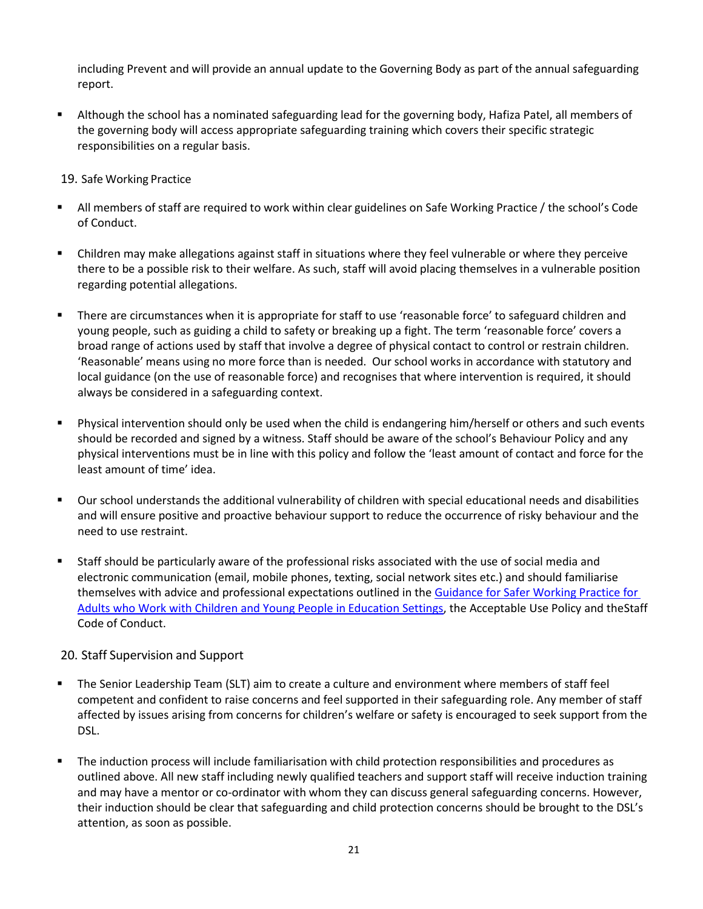including Prevent and will provide an annual update to the Governing Body as part of the annual safeguarding report.

- Although the school has a nominated safeguarding lead for the governing body, Hafiza Patel, all members of the governing body will access appropriate safeguarding training which covers their specific strategic responsibilities on a regular basis.

## 19. Safe Working Practice

- All members of staff are required to work within clear guidelines on Safe Working Practice / the school's Code of Conduct.

- Children may make allegations against staff in situations where they feel vulnerable or where they perceive there to be a possible risk to their welfare. As such, staff will avoid placing themselves in a vulnerable position regarding potential allegations.

- There are circumstances when it is appropriate for staff to use 'reasonable force' to safeguard children and young people, such as guiding a child to safety or breaking up a fight. The term 'reasonable force' covers a broad range of actions used by staff that involve a degree of physical contact to control or restrain children. 'Reasonable' means using no more force than is needed. Our school works in accordance with statutory and local guidance (on the use of reasonable force) and recognises that where intervention is required, it should always be considered in a safeguarding context.

- Physical intervention should only be used when the child is endangering him/herself or others and such events should be recorded and signed by a witness. Staff should be aware of the school's Behaviour Policy and any physical interventions must be in line with this policy and follow the 'least amount of contact and force for the least amount of time' idea.

- Our school understands the additional vulnerability of children with special educational needs and disabilities and will ensure positive and proactive behaviour support to reduce the occurrence of risky behaviour and the need to use restraint.

- Staff should be particularly aware of the professional risks associated with the use of social media and electronic communication (email, mobile phones, texting, social network sites etc.) and should familiarise themselves with advice and professional expectations outlined in the Guidance for Safer Working Practice for Adults who Work with Children and Young People in Education Settings, the Acceptable Use Policy and theStaff Code of Conduct.

## 20. Staff Supervision and Support

- The Senior Leadership Team (SLT) aim to create a culture and environment where members of staff feel competent and confident to raise concerns and feel supported in their safeguarding role. Any member of staff affected by issues arising from concerns for children's welfare or safety is encouraged to seek support from the DSL.

- The induction process will include familiarisation with child protection responsibilities and procedures as outlined above. All new staff including newly qualified teachers and support staff will receive induction training and may have a mentor or co-ordinator with whom they can discuss general safeguarding concerns. However, their induction should be clear that safeguarding and child protection concerns should be brought to the DSL's attention, as soon as possible.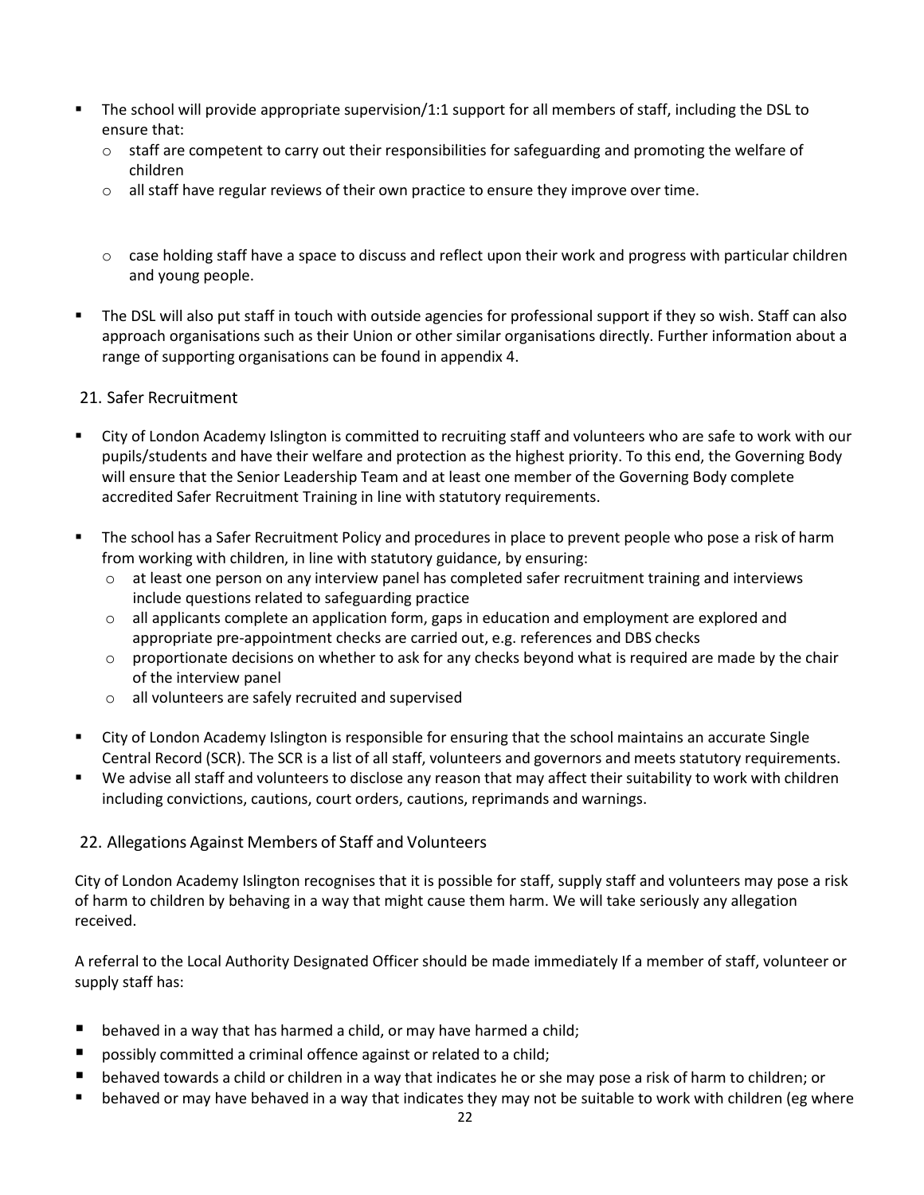- The school will provide appropriate supervision/1:1 support for all members of staff, including the DSL to ensure that:
  - staff are competent to carry out their responsibilities for safeguarding and promoting the welfare of children
  - all staff have regular reviews of their own practice to ensure they improve over time.
  - case holding staff have a space to discuss and reflect upon their work and progress with particular children and young people.
- The DSL will also put staff in touch with outside agencies for professional support if they so wish. Staff can also approach organisations such as their Union or other similar organisations directly. Further information about a range of supporting organisations can be found in appendix 4.

## 21. Safer Recruitment

- City of London Academy Islington is committed to recruiting staff and volunteers who are safe to work with our pupils/students and have their welfare and protection as the highest priority. To this end, the Governing Body will ensure that the Senior Leadership Team and at least one member of the Governing Body complete accredited Safer Recruitment Training in line with statutory requirements.
- The school has a Safer Recruitment Policy and procedures in place to prevent people who pose a risk of harm from working with children, in line with statutory guidance, by ensuring:
  - at least one person on any interview panel has completed safer recruitment training and interviews include questions related to safeguarding practice
  - all applicants complete an application form, gaps in education and employment are explored and appropriate pre-appointment checks are carried out, e.g. references and DBS checks
  - proportionate decisions on whether to ask for any checks beyond what is required are made by the chair of the interview panel
  - all volunteers are safely recruited and supervised
- City of London Academy Islington is responsible for ensuring that the school maintains an accurate Single Central Record (SCR). The SCR is a list of all staff, volunteers and governors and meets statutory requirements.
- We advise all staff and volunteers to disclose any reason that may affect their suitability to work with children including convictions, cautions, court orders, cautions, reprimands and warnings.

## 22. Allegations Against Members of Staff and Volunteers

City of London Academy Islington recognises that it is possible for staff, supply staff and volunteers may pose a risk of harm to children by behaving in a way that might cause them harm. We will take seriously any allegation received.

A referral to the Local Authority Designated Officer should be made immediately If a member of staff, volunteer or supply staff has:

- behaved in a way that has harmed a child, or may have harmed a child;
- possibly committed a criminal offence against or related to a child;
- behaved towards a child or children in a way that indicates he or she may pose a risk of harm to children; or
- behaved or may have behaved in a way that indicates they may not be suitable to work with children (eg where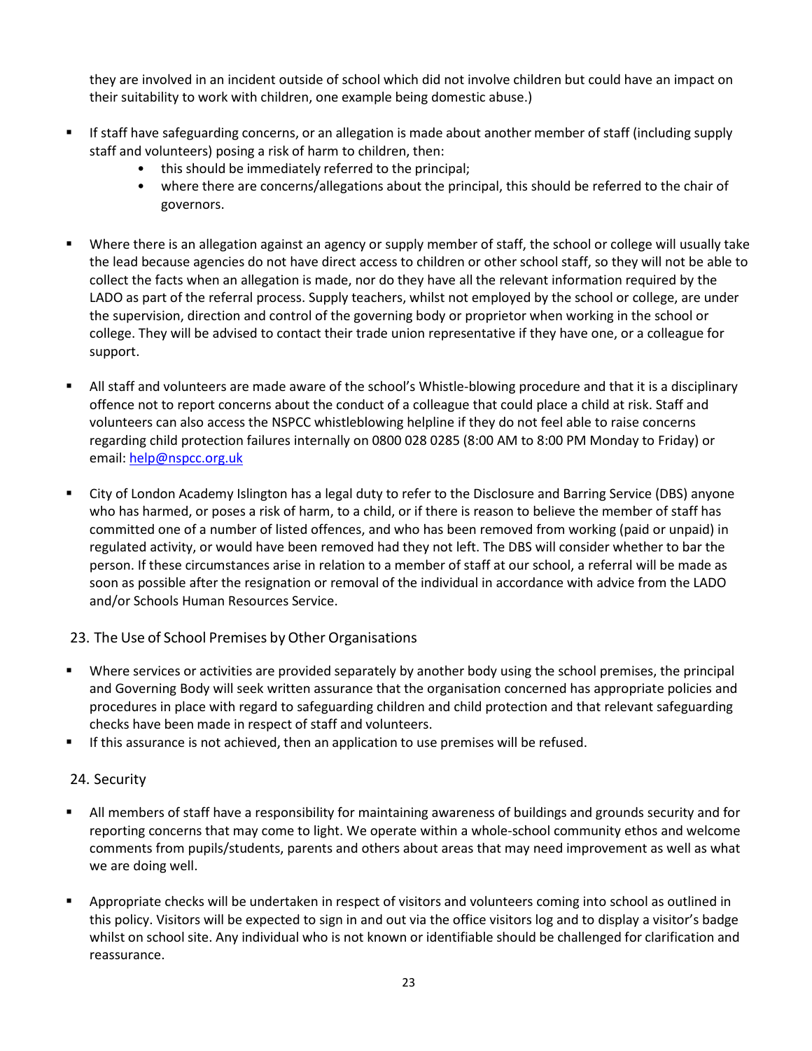they are involved in an incident outside of school which did not involve children but could have an impact on their suitability to work with children, one example being domestic abuse.)

- If staff have safeguarding concerns, or an allegation is made about another member of staff (including supply staff and volunteers) posing a risk of harm to children, then:
  - this should be immediately referred to the principal;
  - where there are concerns/allegations about the principal, this should be referred to the chair of governors.

- Where there is an allegation against an agency or supply member of staff, the school or college will usually take the lead because agencies do not have direct access to children or other school staff, so they will not be able to collect the facts when an allegation is made, nor do they have all the relevant information required by the LADO as part of the referral process. Supply teachers, whilst not employed by the school or college, are under the supervision, direction and control of the governing body or proprietor when working in the school or college. They will be advised to contact their trade union representative if they have one, or a colleague for support.

- All staff and volunteers are made aware of the school's Whistle-blowing procedure and that it is a disciplinary offence not to report concerns about the conduct of a colleague that could place a child at risk. Staff and volunteers can also access the NSPCC whistleblowing helpline if they do not feel able to raise concerns regarding child protection failures internally on 0800 028 0285 (8:00 AM to 8:00 PM Monday to Friday) or email: help@nspcc.org.uk

- City of London Academy Islington has a legal duty to refer to the Disclosure and Barring Service (DBS) anyone who has harmed, or poses a risk of harm, to a child, or if there is reason to believe the member of staff has committed one of a number of listed offences, and who has been removed from working (paid or unpaid) in regulated activity, or would have been removed had they not left. The DBS will consider whether to bar the person. If these circumstances arise in relation to a member of staff at our school, a referral will be made as soon as possible after the resignation or removal of the individual in accordance with advice from the LADO and/or Schools Human Resources Service.

## 23. The Use of School Premises by Other Organisations

- Where services or activities are provided separately by another body using the school premises, the principal and Governing Body will seek written assurance that the organisation concerned has appropriate policies and procedures in place with regard to safeguarding children and child protection and that relevant safeguarding checks have been made in respect of staff and volunteers.
- If this assurance is not achieved, then an application to use premises will be refused.

## 24. Security

- All members of staff have a responsibility for maintaining awareness of buildings and grounds security and for reporting concerns that may come to light. We operate within a whole-school community ethos and welcome comments from pupils/students, parents and others about areas that may need improvement as well as what we are doing well.

- Appropriate checks will be undertaken in respect of visitors and volunteers coming into school as outlined in this policy. Visitors will be expected to sign in and out via the office visitors log and to display a visitor's badge whilst on school site. Any individual who is not known or identifiable should be challenged for clarification and reassurance.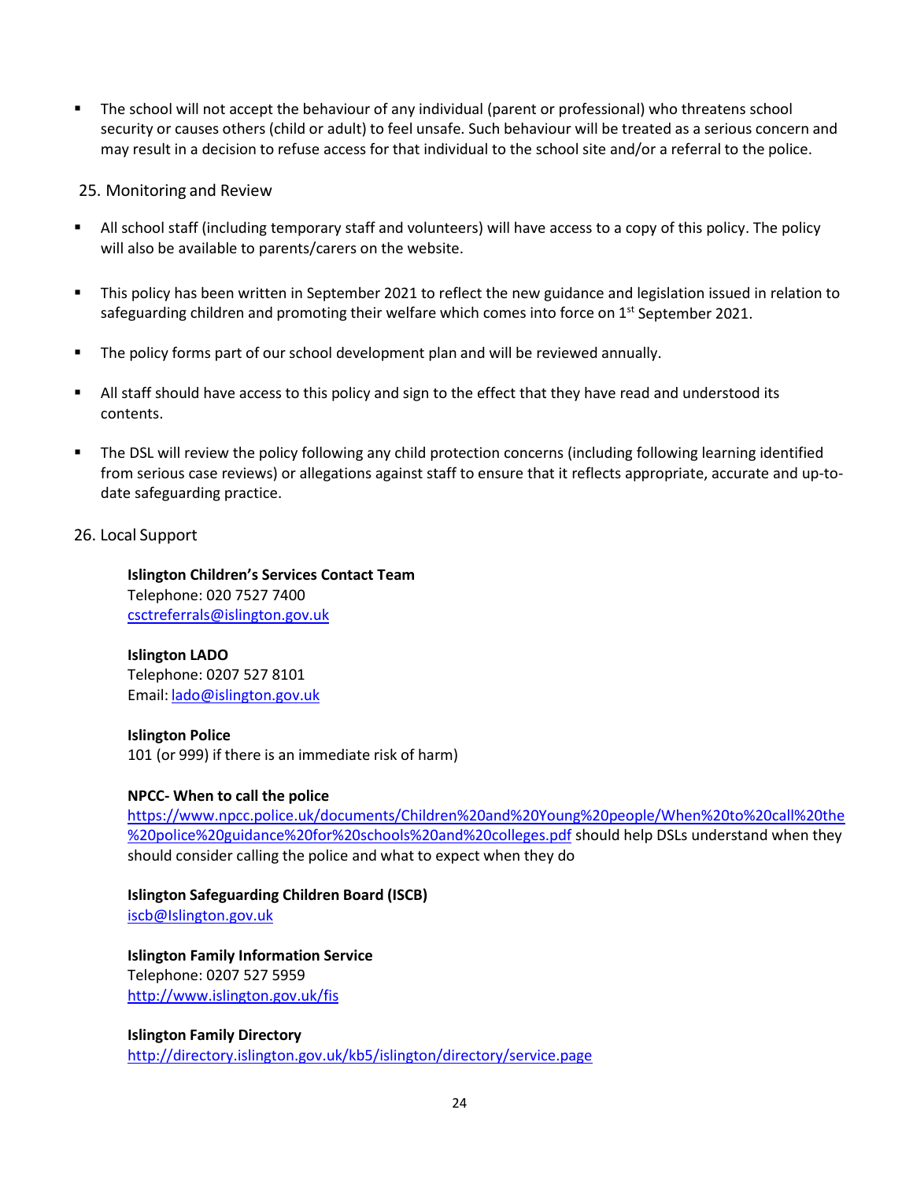- The school will not accept the behaviour of any individual (parent or professional) who threatens school security or causes others (child or adult) to feel unsafe. Such behaviour will be treated as a serious concern and may result in a decision to refuse access for that individual to the school site and/or a referral to the police.

## 25. Monitoring and Review

- All school staff (including temporary staff and volunteers) will have access to a copy of this policy. The policy will also be available to parents/carers on the website.
- This policy has been written in September 2021 to reflect the new guidance and legislation issued in relation to safeguarding children and promoting their welfare which comes into force on 1st September 2021.
- The policy forms part of our school development plan and will be reviewed annually.
- All staff should have access to this policy and sign to the effect that they have read and understood its contents.
- The DSL will review the policy following any child protection concerns (including following learning identified from serious case reviews) or allegations against staff to ensure that it reflects appropriate, accurate and up-to-date safeguarding practice.

## 26. Local Support

**Islington Children's Services Contact Team**
Telephone: 020 7527 7400
csctreferrals@islington.gov.uk

**Islington LADO**
Telephone: 0207 527 8101
Email: lado@islington.gov.uk

**Islington Police**
101 (or 999) if there is an immediate risk of harm)

**NPCC- When to call the police**
https://www.npcc.police.uk/documents/Children%20and%20Young%20people/When%20to%20call%20the%20police%20guidance%20for%20schools%20and%20colleges.pdf should help DSLs understand when they should consider calling the police and what to expect when they do

**Islington Safeguarding Children Board (ISCB)**
iscb@Islington.gov.uk

**Islington Family Information Service**
Telephone: 0207 527 5959
http://www.islington.gov.uk/fis

**Islington Family Directory**
http://directory.islington.gov.uk/kb5/islington/directory/service.page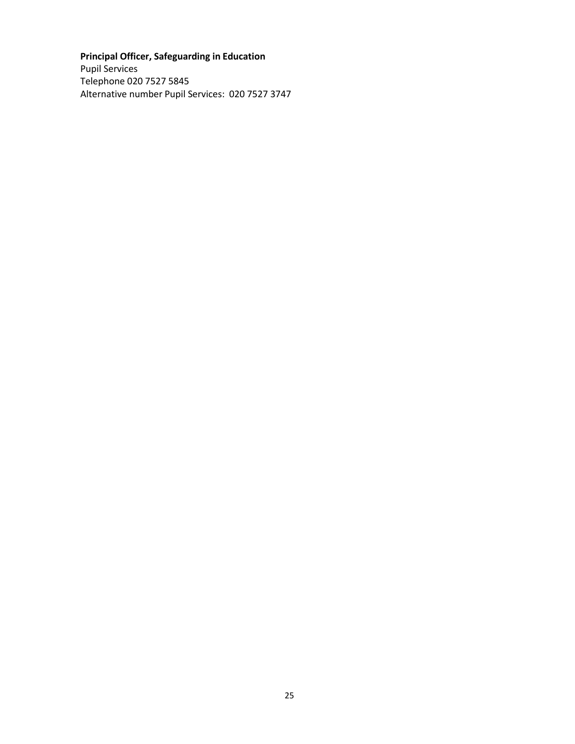**Principal Officer, Safeguarding in Education**
Pupil Services
Telephone 020 7527 5845
Alternative number Pupil Services: 020 7527 3747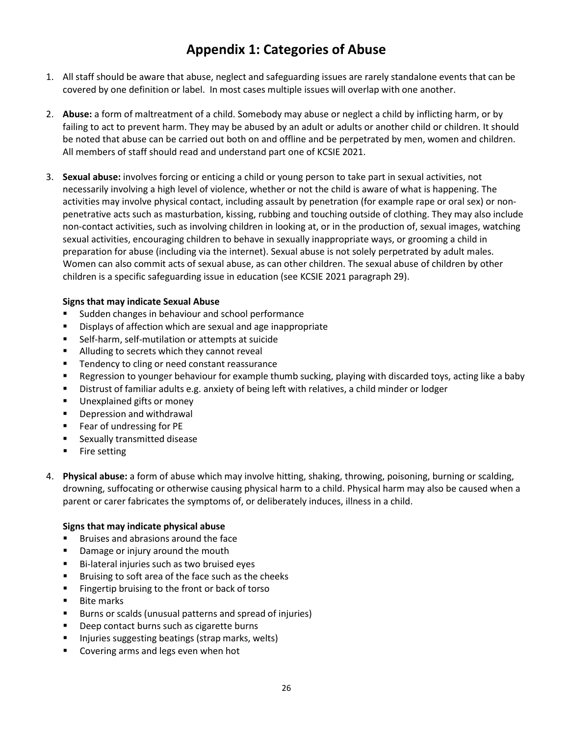# Appendix 1: Categories of Abuse

1. All staff should be aware that abuse, neglect and safeguarding issues are rarely standalone events that can be covered by one definition or label. In most cases multiple issues will overlap with one another.

2. **Abuse:** a form of maltreatment of a child. Somebody may abuse or neglect a child by inflicting harm, or by failing to act to prevent harm. They may be abused by an adult or adults or another child or children. It should be noted that abuse can be carried out both on and offline and be perpetrated by men, women and children. All members of staff should read and understand part one of KCSIE 2021.

3. **Sexual abuse:** involves forcing or enticing a child or young person to take part in sexual activities, not necessarily involving a high level of violence, whether or not the child is aware of what is happening. The activities may involve physical contact, including assault by penetration (for example rape or oral sex) or non-penetrative acts such as masturbation, kissing, rubbing and touching outside of clothing. They may also include non-contact activities, such as involving children in looking at, or in the production of, sexual images, watching sexual activities, encouraging children to behave in sexually inappropriate ways, or grooming a child in preparation for abuse (including via the internet). Sexual abuse is not solely perpetrated by adult males. Women can also commit acts of sexual abuse, as can other children. The sexual abuse of children by other children is a specific safeguarding issue in education (see KCSIE 2021 paragraph 29).

   **Signs that may indicate Sexual Abuse**
   - Sudden changes in behaviour and school performance
   - Displays of affection which are sexual and age inappropriate
   - Self-harm, self-mutilation or attempts at suicide
   - Alluding to secrets which they cannot reveal
   - Tendency to cling or need constant reassurance
   - Regression to younger behaviour for example thumb sucking, playing with discarded toys, acting like a baby
   - Distrust of familiar adults e.g. anxiety of being left with relatives, a child minder or lodger
   - Unexplained gifts or money
   - Depression and withdrawal
   - Fear of undressing for PE
   - Sexually transmitted disease
   - Fire setting

4. **Physical abuse:** a form of abuse which may involve hitting, shaking, throwing, poisoning, burning or scalding, drowning, suffocating or otherwise causing physical harm to a child. Physical harm may also be caused when a parent or carer fabricates the symptoms of, or deliberately induces, illness in a child.

   **Signs that may indicate physical abuse**
   - Bruises and abrasions around the face
   - Damage or injury around the mouth
   - Bi-lateral injuries such as two bruised eyes
   - Bruising to soft area of the face such as the cheeks
   - Fingertip bruising to the front or back of torso
   - Bite marks
   - Burns or scalds (unusual patterns and spread of injuries)
   - Deep contact burns such as cigarette burns
   - Injuries suggesting beatings (strap marks, welts)
   - Covering arms and legs even when hot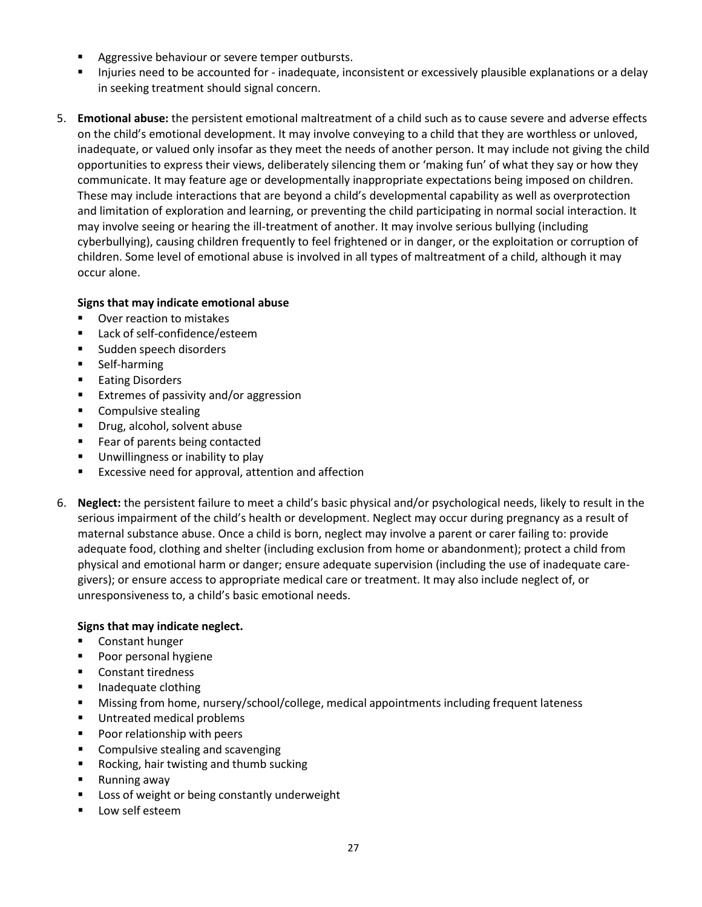- Aggressive behaviour or severe temper outbursts.
- Injuries need to be accounted for - inadequate, inconsistent or excessively plausible explanations or a delay in seeking treatment should signal concern.

5. **Emotional abuse:** the persistent emotional maltreatment of a child such as to cause severe and adverse effects on the child's emotional development. It may involve conveying to a child that they are worthless or unloved, inadequate, or valued only insofar as they meet the needs of another person. It may include not giving the child opportunities to express their views, deliberately silencing them or 'making fun' of what they say or how they communicate. It may feature age or developmentally inappropriate expectations being imposed on children. These may include interactions that are beyond a child's developmental capability as well as overprotection and limitation of exploration and learning, or preventing the child participating in normal social interaction. It may involve seeing or hearing the ill-treatment of another. It may involve serious bullying (including cyberbullying), causing children frequently to feel frightened or in danger, or the exploitation or corruption of children. Some level of emotional abuse is involved in all types of maltreatment of a child, although it may occur alone.

   **Signs that may indicate emotional abuse**
   - Over reaction to mistakes
   - Lack of self-confidence/esteem
   - Sudden speech disorders
   - Self-harming
   - Eating Disorders
   - Extremes of passivity and/or aggression
   - Compulsive stealing
   - Drug, alcohol, solvent abuse
   - Fear of parents being contacted
   - Unwillingness or inability to play
   - Excessive need for approval, attention and affection

6. **Neglect:** the persistent failure to meet a child's basic physical and/or psychological needs, likely to result in the serious impairment of the child's health or development. Neglect may occur during pregnancy as a result of maternal substance abuse. Once a child is born, neglect may involve a parent or carer failing to: provide adequate food, clothing and shelter (including exclusion from home or abandonment); protect a child from physical and emotional harm or danger; ensure adequate supervision (including the use of inadequate care-givers); or ensure access to appropriate medical care or treatment. It may also include neglect of, or unresponsiveness to, a child's basic emotional needs.

   **Signs that may indicate neglect.**
   - Constant hunger
   - Poor personal hygiene
   - Constant tiredness
   - Inadequate clothing
   - Missing from home, nursery/school/college, medical appointments including frequent lateness
   - Untreated medical problems
   - Poor relationship with peers
   - Compulsive stealing and scavenging
   - Rocking, hair twisting and thumb sucking
   - Running away
   - Loss of weight or being constantly underweight
   - Low self esteem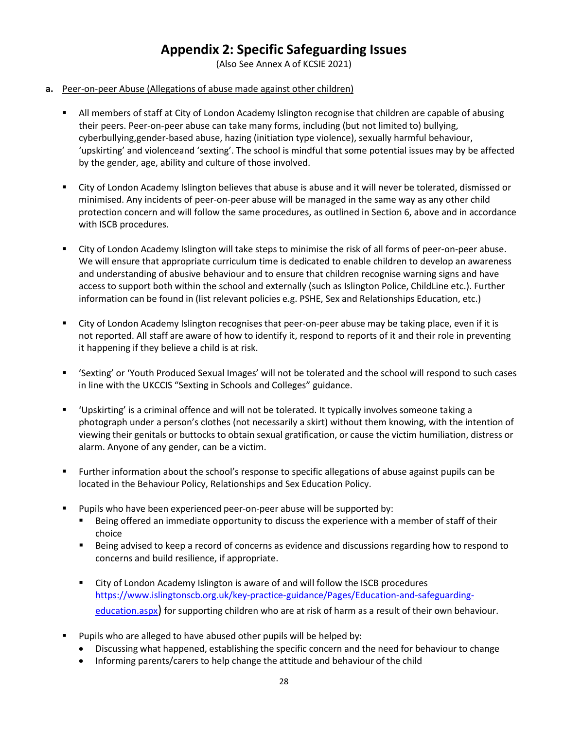# Appendix 2: Specific Safeguarding Issues

(Also See Annex A of KCSIE 2021)

**a.** Peer-on-peer Abuse (Allegations of abuse made against other children)

- All members of staff at City of London Academy Islington recognise that children are capable of abusing their peers. Peer-on-peer abuse can take many forms, including (but not limited to) bullying, cyberbullying,gender-based abuse, hazing (initiation type violence), sexually harmful behaviour, 'upskirting' and violenceand 'sexting'. The school is mindful that some potential issues may by be affected by the gender, age, ability and culture of those involved.

- City of London Academy Islington believes that abuse is abuse and it will never be tolerated, dismissed or minimised. Any incidents of peer-on-peer abuse will be managed in the same way as any other child protection concern and will follow the same procedures, as outlined in Section 6, above and in accordance with ISCB procedures.

- City of London Academy Islington will take steps to minimise the risk of all forms of peer-on-peer abuse. We will ensure that appropriate curriculum time is dedicated to enable children to develop an awareness and understanding of abusive behaviour and to ensure that children recognise warning signs and have access to support both within the school and externally (such as Islington Police, ChildLine etc.). Further information can be found in (list relevant policies e.g. PSHE, Sex and Relationships Education, etc.)

- City of London Academy Islington recognises that peer-on-peer abuse may be taking place, even if it is not reported. All staff are aware of how to identify it, respond to reports of it and their role in preventing it happening if they believe a child is at risk.

- 'Sexting' or 'Youth Produced Sexual Images' will not be tolerated and the school will respond to such cases in line with the UKCCIS "Sexting in Schools and Colleges" guidance.

- 'Upskirting' is a criminal offence and will not be tolerated. It typically involves someone taking a photograph under a person's clothes (not necessarily a skirt) without them knowing, with the intention of viewing their genitals or buttocks to obtain sexual gratification, or cause the victim humiliation, distress or alarm. Anyone of any gender, can be a victim.

- Further information about the school's response to specific allegations of abuse against pupils can be located in the Behaviour Policy, Relationships and Sex Education Policy.

- Pupils who have been experienced peer-on-peer abuse will be supported by:
  - Being offered an immediate opportunity to discuss the experience with a member of staff of their choice
  - Being advised to keep a record of concerns as evidence and discussions regarding how to respond to concerns and build resilience, if appropriate.

  - City of London Academy Islington is aware of and will follow the ISCB procedures https://www.islingtonscb.org.uk/key-practice-guidance/Pages/Education-and-safeguarding-education.aspx) for supporting children who are at risk of harm as a result of their own behaviour.

- Pupils who are alleged to have abused other pupils will be helped by:
  - Discussing what happened, establishing the specific concern and the need for behaviour to change
  - Informing parents/carers to help change the attitude and behaviour of the child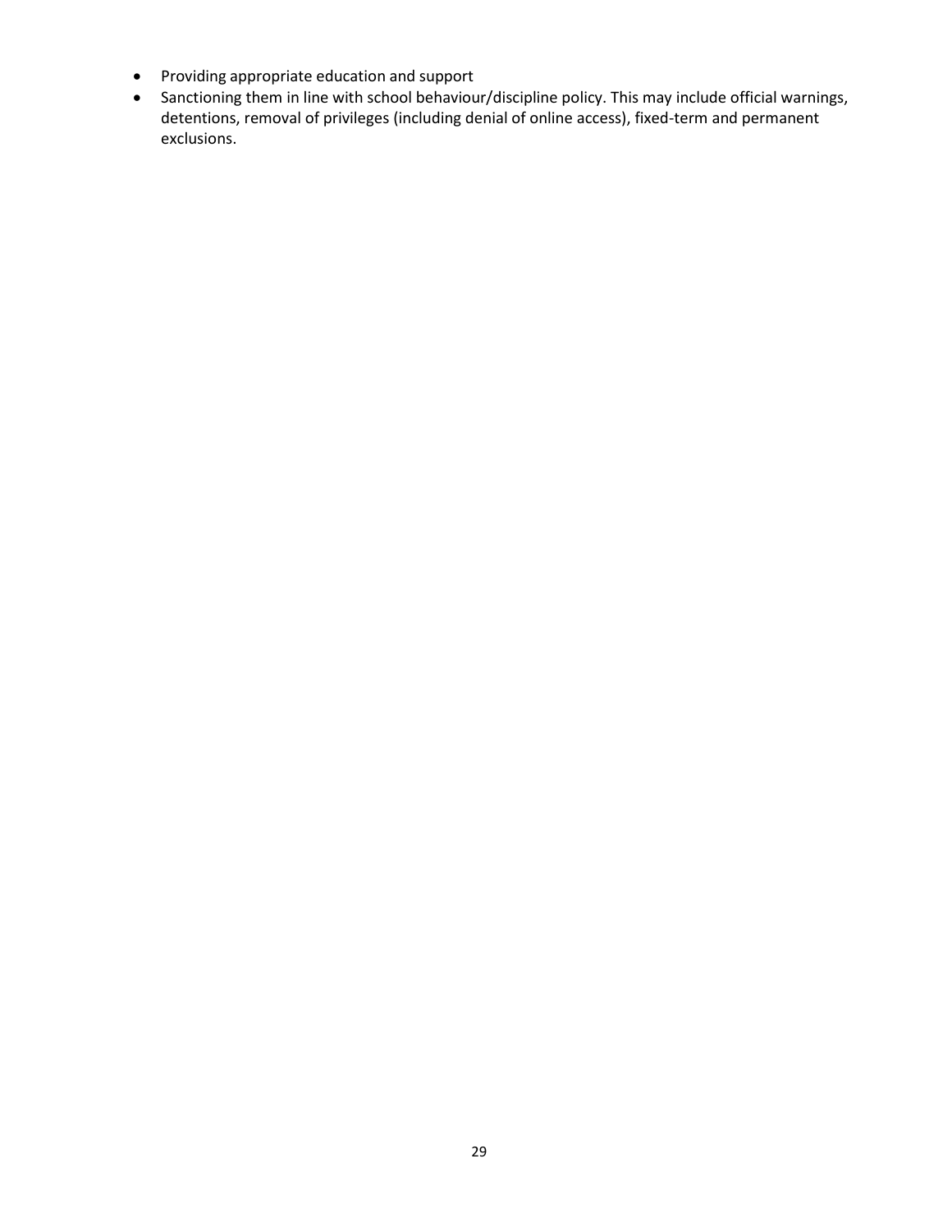- Providing appropriate education and support
- Sanctioning them in line with school behaviour/discipline policy. This may include official warnings, detentions, removal of privileges (including denial of online access), fixed-term and permanent exclusions.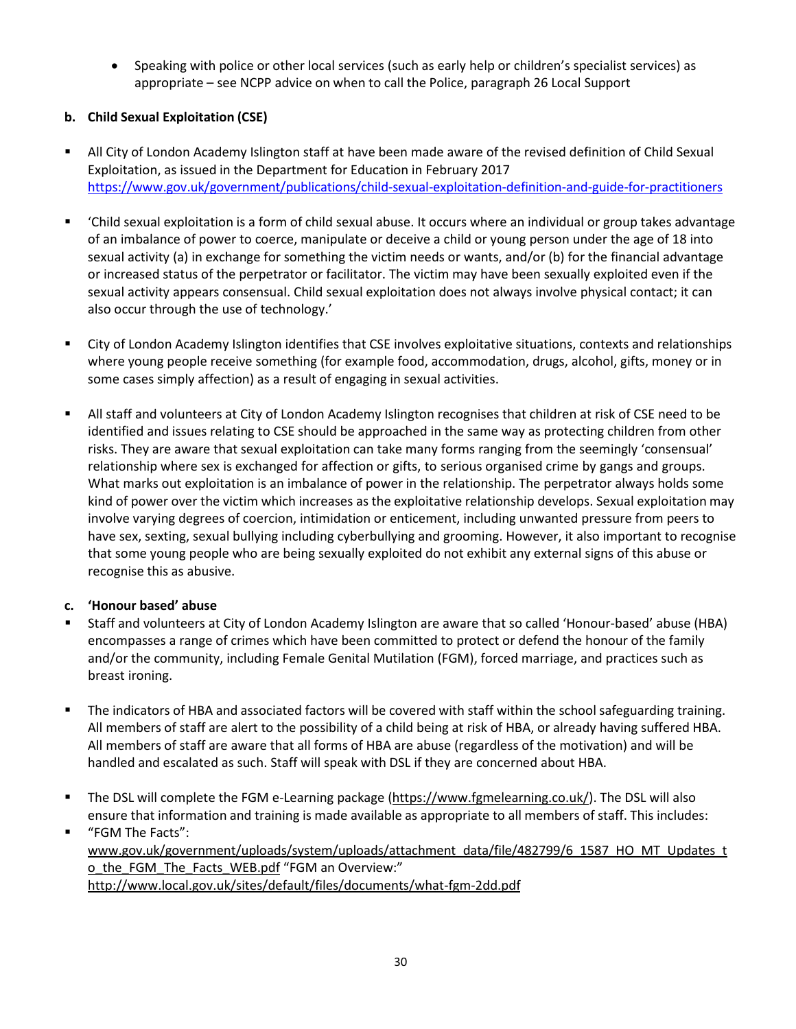- Speaking with police or other local services (such as early help or children's specialist services) as appropriate – see NCPP advice on when to call the Police, paragraph 26 Local Support

**b. Child Sexual Exploitation (CSE)**

- All City of London Academy Islington staff at have been made aware of the revised definition of Child Sexual Exploitation, as issued in the Department for Education in February 2017 https://www.gov.uk/government/publications/child-sexual-exploitation-definition-and-guide-for-practitioners

- 'Child sexual exploitation is a form of child sexual abuse. It occurs where an individual or group takes advantage of an imbalance of power to coerce, manipulate or deceive a child or young person under the age of 18 into sexual activity (a) in exchange for something the victim needs or wants, and/or (b) for the financial advantage or increased status of the perpetrator or facilitator. The victim may have been sexually exploited even if the sexual activity appears consensual. Child sexual exploitation does not always involve physical contact; it can also occur through the use of technology.'

- City of London Academy Islington identifies that CSE involves exploitative situations, contexts and relationships where young people receive something (for example food, accommodation, drugs, alcohol, gifts, money or in some cases simply affection) as a result of engaging in sexual activities.

- All staff and volunteers at City of London Academy Islington recognises that children at risk of CSE need to be identified and issues relating to CSE should be approached in the same way as protecting children from other risks. They are aware that sexual exploitation can take many forms ranging from the seemingly 'consensual' relationship where sex is exchanged for affection or gifts, to serious organised crime by gangs and groups. What marks out exploitation is an imbalance of power in the relationship. The perpetrator always holds some kind of power over the victim which increases as the exploitative relationship develops. Sexual exploitation may involve varying degrees of coercion, intimidation or enticement, including unwanted pressure from peers to have sex, sexting, sexual bullying including cyberbullying and grooming. However, it also important to recognise that some young people who are being sexually exploited do not exhibit any external signs of this abuse or recognise this as abusive.

**c. 'Honour based' abuse**

- Staff and volunteers at City of London Academy Islington are aware that so called 'Honour-based' abuse (HBA) encompasses a range of crimes which have been committed to protect or defend the honour of the family and/or the community, including Female Genital Mutilation (FGM), forced marriage, and practices such as breast ironing.

- The indicators of HBA and associated factors will be covered with staff within the school safeguarding training. All members of staff are alert to the possibility of a child being at risk of HBA, or already having suffered HBA. All members of staff are aware that all forms of HBA are abuse (regardless of the motivation) and will be handled and escalated as such. Staff will speak with DSL if they are concerned about HBA.

- The DSL will complete the FGM e-Learning package (https://www.fgmelearning.co.uk/). The DSL will also ensure that information and training is made available as appropriate to all members of staff. This includes:
- "FGM The Facts": www.gov.uk/government/uploads/system/uploads/attachment_data/file/482799/6_1587_HO_MT_Updates_to_the_FGM_The_Facts_WEB.pdf "FGM an Overview:" http://www.local.gov.uk/sites/default/files/documents/what-fgm-2dd.pdf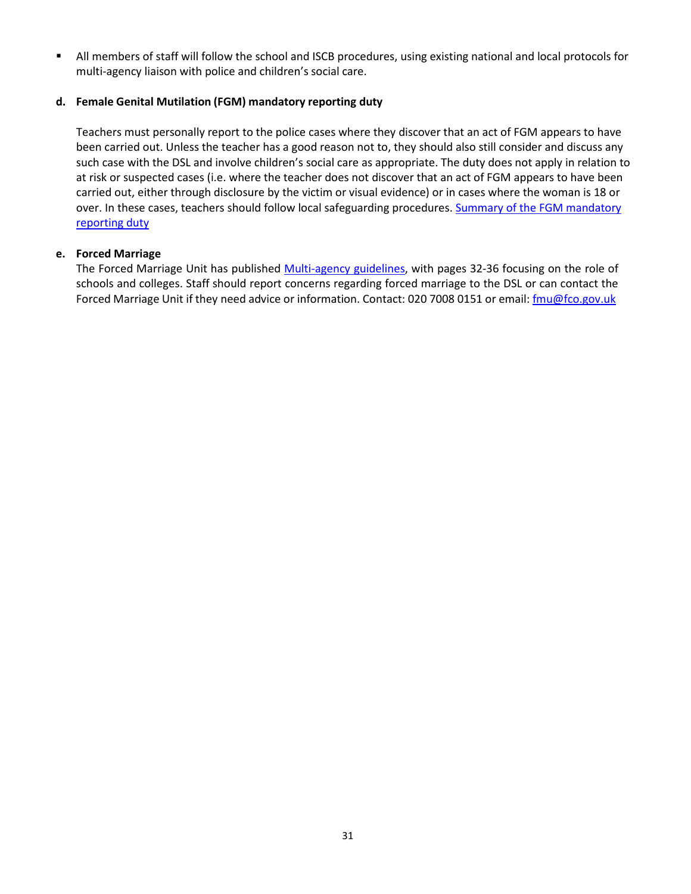- All members of staff will follow the school and ISCB procedures, using existing national and local protocols for multi-agency liaison with police and children's social care.

**d. Female Genital Mutilation (FGM) mandatory reporting duty**

Teachers must personally report to the police cases where they discover that an act of FGM appears to have been carried out. Unless the teacher has a good reason not to, they should also still consider and discuss any such case with the DSL and involve children's social care as appropriate. The duty does not apply in relation to at risk or suspected cases (i.e. where the teacher does not discover that an act of FGM appears to have been carried out, either through disclosure by the victim or visual evidence) or in cases where the woman is 18 or over. In these cases, teachers should follow local safeguarding procedures. Summary of the FGM mandatory reporting duty

**e. Forced Marriage**

The Forced Marriage Unit has published Multi-agency guidelines, with pages 32-36 focusing on the role of schools and colleges. Staff should report concerns regarding forced marriage to the DSL or can contact the Forced Marriage Unit if they need advice or information. Contact: 020 7008 0151 or email: fmu@fco.gov.uk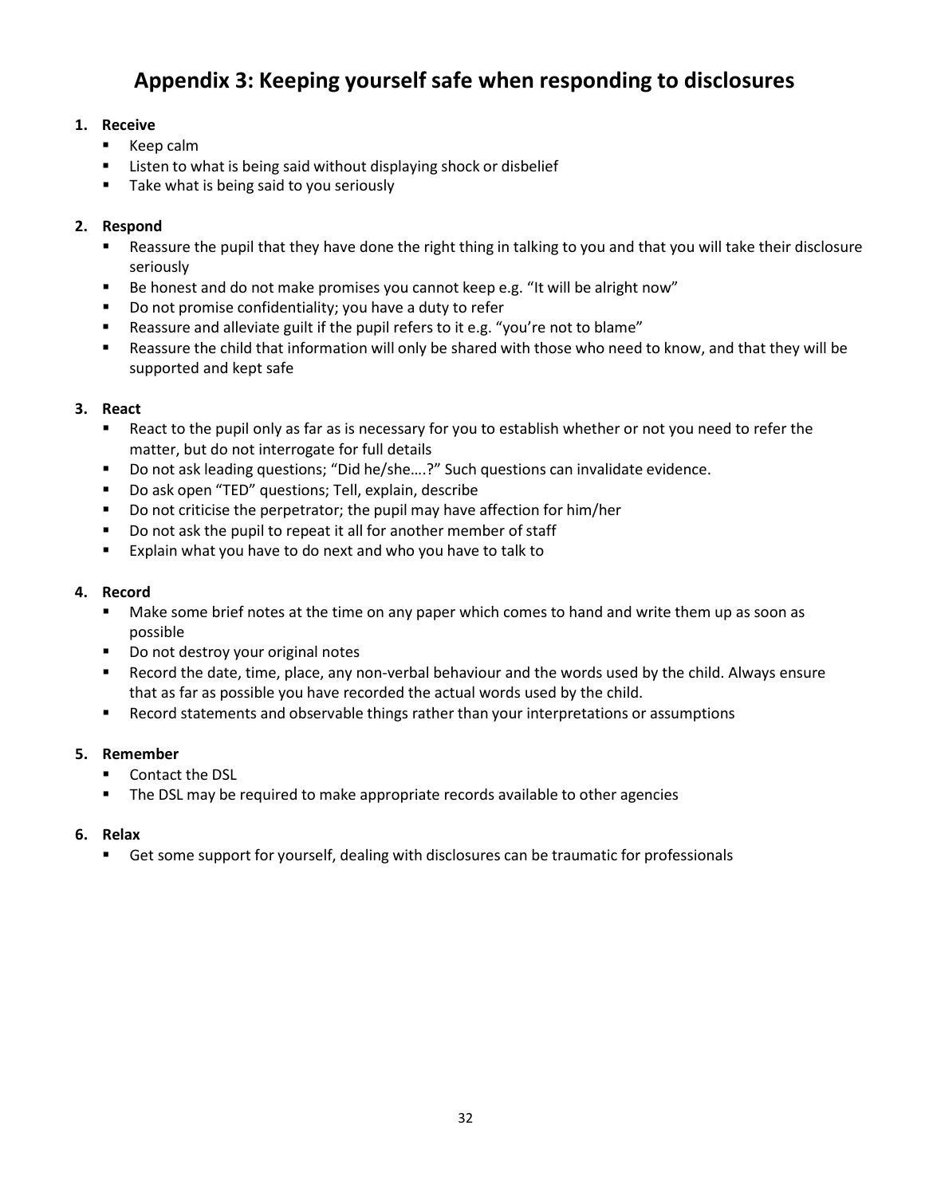# Appendix 3: Keeping yourself safe when responding to disclosures

1. **Receive**
   - Keep calm
   - Listen to what is being said without displaying shock or disbelief
   - Take what is being said to you seriously

2. **Respond**
   - Reassure the pupil that they have done the right thing in talking to you and that you will take their disclosure seriously
   - Be honest and do not make promises you cannot keep e.g. "It will be alright now"
   - Do not promise confidentiality; you have a duty to refer
   - Reassure and alleviate guilt if the pupil refers to it e.g. "you're not to blame"
   - Reassure the child that information will only be shared with those who need to know, and that they will be supported and kept safe

3. **React**
   - React to the pupil only as far as is necessary for you to establish whether or not you need to refer the matter, but do not interrogate for full details
   - Do not ask leading questions; "Did he/she….?" Such questions can invalidate evidence.
   - Do ask open "TED" questions; Tell, explain, describe
   - Do not criticise the perpetrator; the pupil may have affection for him/her
   - Do not ask the pupil to repeat it all for another member of staff
   - Explain what you have to do next and who you have to talk to

4. **Record**
   - Make some brief notes at the time on any paper which comes to hand and write them up as soon as possible
   - Do not destroy your original notes
   - Record the date, time, place, any non-verbal behaviour and the words used by the child. Always ensure that as far as possible you have recorded the actual words used by the child.
   - Record statements and observable things rather than your interpretations or assumptions

5. **Remember**
   - Contact the DSL
   - The DSL may be required to make appropriate records available to other agencies

6. **Relax**
   - Get some support for yourself, dealing with disclosures can be traumatic for professionals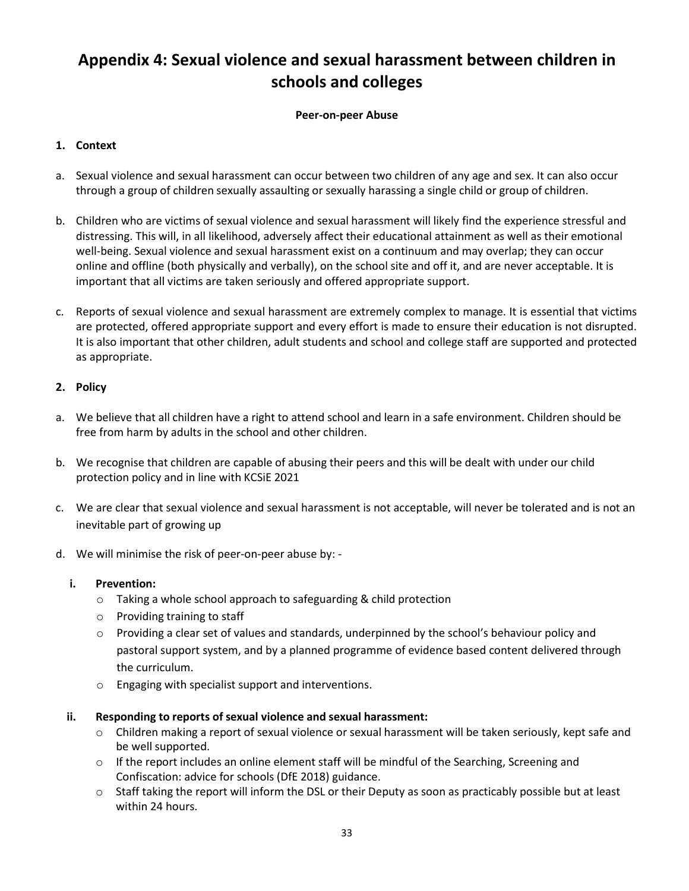# Appendix 4: Sexual violence and sexual harassment between children in schools and colleges

**Peer-on-peer Abuse**

**1. Context**

a. Sexual violence and sexual harassment can occur between two children of any age and sex. It can also occur through a group of children sexually assaulting or sexually harassing a single child or group of children.

b. Children who are victims of sexual violence and sexual harassment will likely find the experience stressful and distressing. This will, in all likelihood, adversely affect their educational attainment as well as their emotional well-being. Sexual violence and sexual harassment exist on a continuum and may overlap; they can occur online and offline (both physically and verbally), on the school site and off it, and are never acceptable. It is important that all victims are taken seriously and offered appropriate support.

c. Reports of sexual violence and sexual harassment are extremely complex to manage. It is essential that victims are protected, offered appropriate support and every effort is made to ensure their education is not disrupted. It is also important that other children, adult students and school and college staff are supported and protected as appropriate.

**2. Policy**

a. We believe that all children have a right to attend school and learn in a safe environment. Children should be free from harm by adults in the school and other children.

b. We recognise that children are capable of abusing their peers and this will be dealt with under our child protection policy and in line with KCSiE 2021

c. We are clear that sexual violence and sexual harassment is not acceptable, will never be tolerated and is not an inevitable part of growing up

d. We will minimise the risk of peer-on-peer abuse by: -

**i. Prevention:**

- Taking a whole school approach to safeguarding & child protection
- Providing training to staff
- Providing a clear set of values and standards, underpinned by the school's behaviour policy and pastoral support system, and by a planned programme of evidence based content delivered through the curriculum.
- Engaging with specialist support and interventions.

**ii. Responding to reports of sexual violence and sexual harassment:**

- Children making a report of sexual violence or sexual harassment will be taken seriously, kept safe and be well supported.
- If the report includes an online element staff will be mindful of the Searching, Screening and Confiscation: advice for schools (DfE 2018) guidance.
- Staff taking the report will inform the DSL or their Deputy as soon as practicably possible but at least within 24 hours.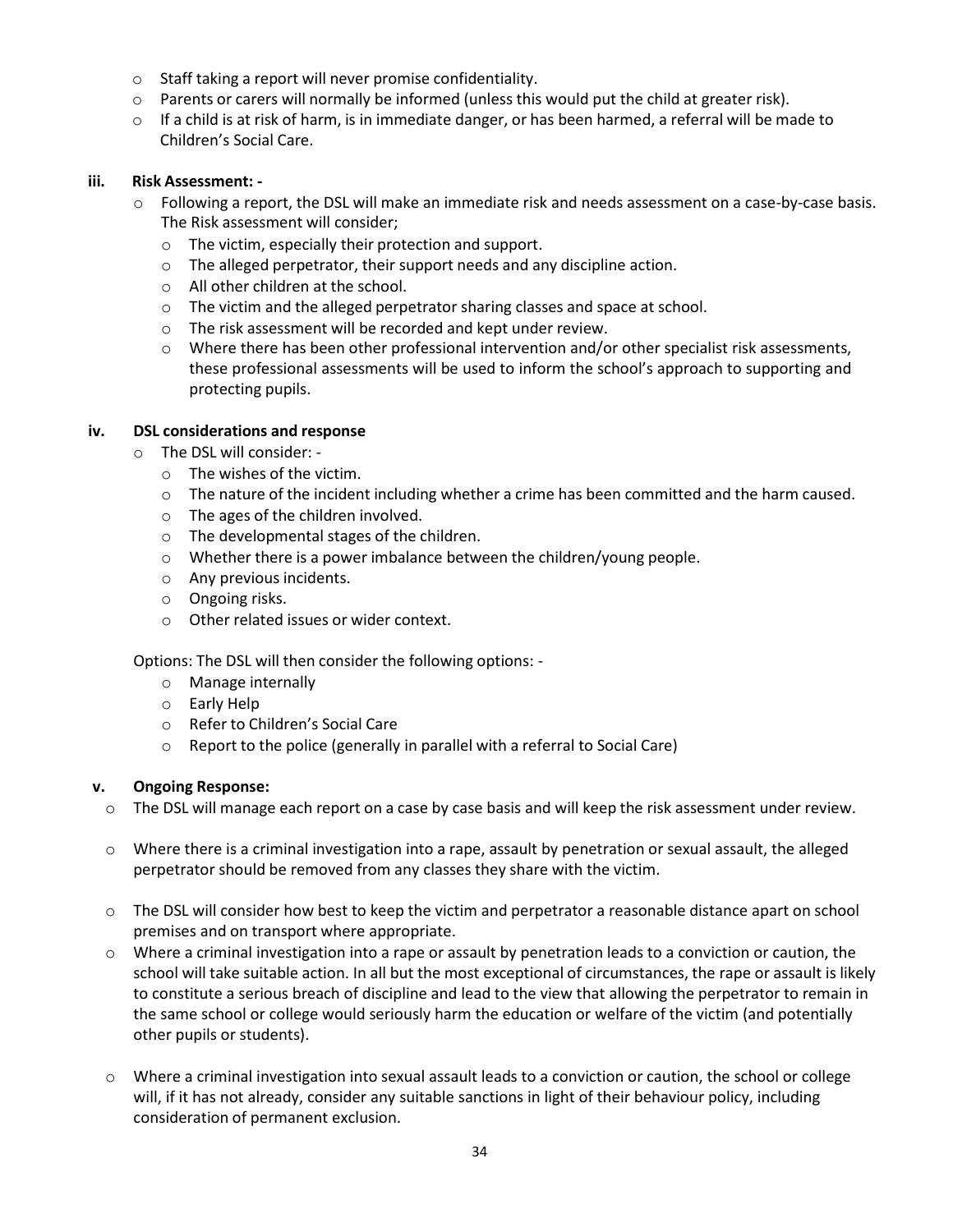- Staff taking a report will never promise confidentiality.
- Parents or carers will normally be informed (unless this would put the child at greater risk).
- If a child is at risk of harm, is in immediate danger, or has been harmed, a referral will be made to Children's Social Care.

**iii. Risk Assessment: -**

- Following a report, the DSL will make an immediate risk and needs assessment on a case-by-case basis. The Risk assessment will consider;
  - The victim, especially their protection and support.
  - The alleged perpetrator, their support needs and any discipline action.
  - All other children at the school.
  - The victim and the alleged perpetrator sharing classes and space at school.
  - The risk assessment will be recorded and kept under review.
  - Where there has been other professional intervention and/or other specialist risk assessments, these professional assessments will be used to inform the school's approach to supporting and protecting pupils.

**iv. DSL considerations and response**

- The DSL will consider: -
  - The wishes of the victim.
  - The nature of the incident including whether a crime has been committed and the harm caused.
  - The ages of the children involved.
  - The developmental stages of the children.
  - Whether there is a power imbalance between the children/young people.
  - Any previous incidents.
  - Ongoing risks.
  - Other related issues or wider context.

Options: The DSL will then consider the following options: -

- Manage internally
- Early Help
- Refer to Children's Social Care
- Report to the police (generally in parallel with a referral to Social Care)

**v. Ongoing Response:**

- The DSL will manage each report on a case by case basis and will keep the risk assessment under review.
- Where there is a criminal investigation into a rape, assault by penetration or sexual assault, the alleged perpetrator should be removed from any classes they share with the victim.
- The DSL will consider how best to keep the victim and perpetrator a reasonable distance apart on school premises and on transport where appropriate.
- Where a criminal investigation into a rape or assault by penetration leads to a conviction or caution, the school will take suitable action. In all but the most exceptional of circumstances, the rape or assault is likely to constitute a serious breach of discipline and lead to the view that allowing the perpetrator to remain in the same school or college would seriously harm the education or welfare of the victim (and potentially other pupils or students).
- Where a criminal investigation into sexual assault leads to a conviction or caution, the school or college will, if it has not already, consider any suitable sanctions in light of their behaviour policy, including consideration of permanent exclusion.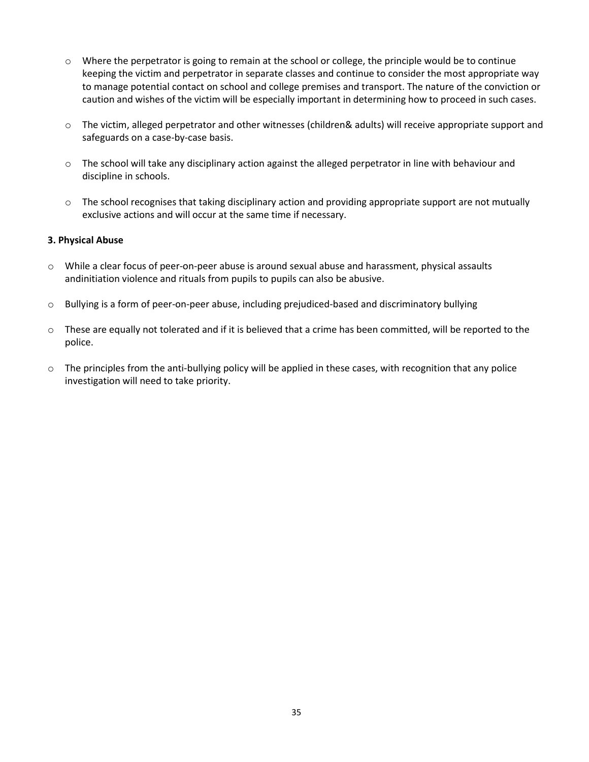- Where the perpetrator is going to remain at the school or college, the principle would be to continue keeping the victim and perpetrator in separate classes and continue to consider the most appropriate way to manage potential contact on school and college premises and transport. The nature of the conviction or caution and wishes of the victim will be especially important in determining how to proceed in such cases.
- The victim, alleged perpetrator and other witnesses (children& adults) will receive appropriate support and safeguards on a case-by-case basis.
- The school will take any disciplinary action against the alleged perpetrator in line with behaviour and discipline in schools.
- The school recognises that taking disciplinary action and providing appropriate support are not mutually exclusive actions and will occur at the same time if necessary.

**3. Physical Abuse**

- While a clear focus of peer-on-peer abuse is around sexual abuse and harassment, physical assaults andinitiation violence and rituals from pupils to pupils can also be abusive.
- Bullying is a form of peer-on-peer abuse, including prejudiced-based and discriminatory bullying
- These are equally not tolerated and if it is believed that a crime has been committed, will be reported to the police.
- The principles from the anti-bullying policy will be applied in these cases, with recognition that any police investigation will need to take priority.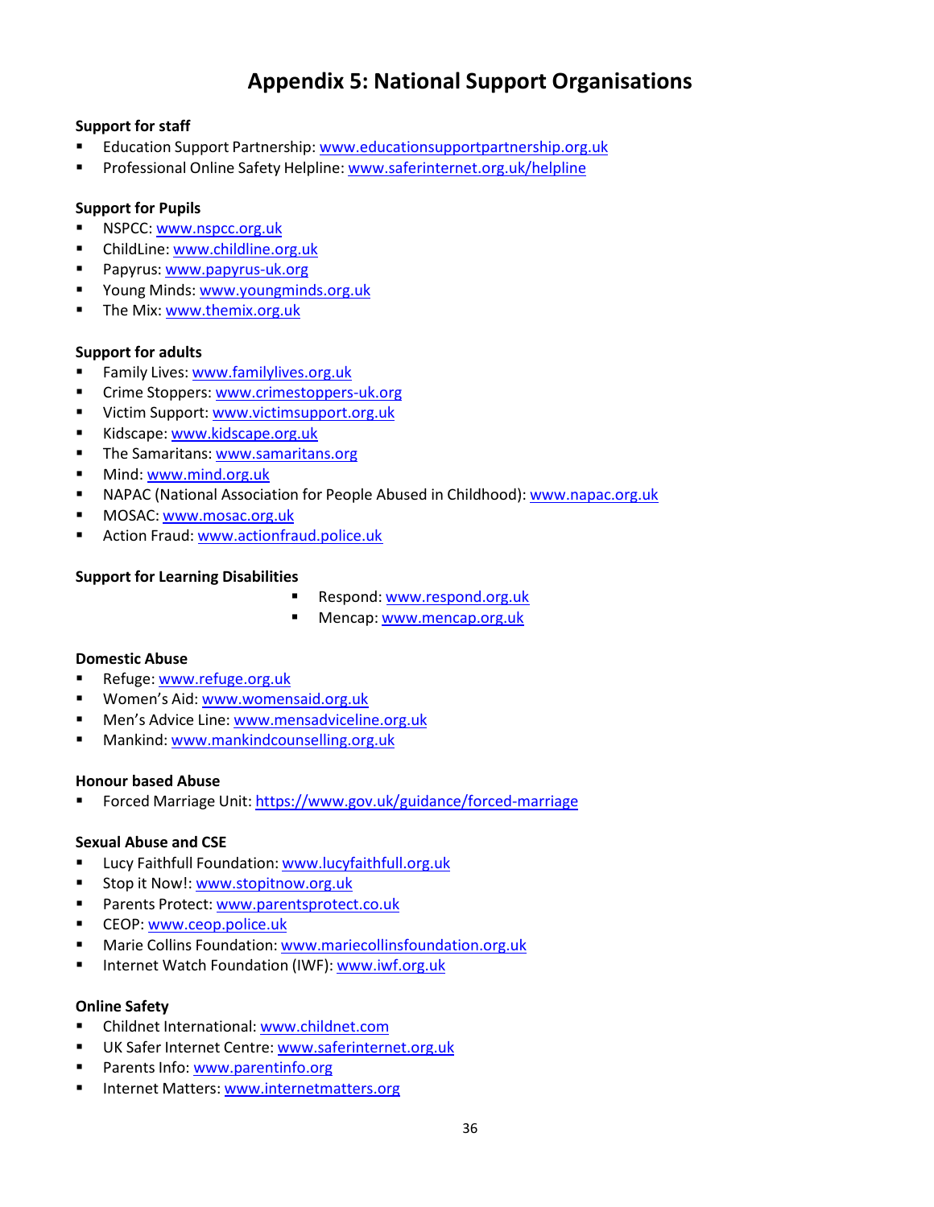# Appendix 5: National Support Organisations

**Support for staff**

- Education Support Partnership: www.educationsupportpartnership.org.uk
- Professional Online Safety Helpline: www.saferinternet.org.uk/helpline

**Support for Pupils**

- NSPCC: www.nspcc.org.uk
- ChildLine: www.childline.org.uk
- Papyrus: www.papyrus-uk.org
- Young Minds: www.youngminds.org.uk
- The Mix: www.themix.org.uk

**Support for adults**

- Family Lives: www.familylives.org.uk
- Crime Stoppers: www.crimestoppers-uk.org
- Victim Support: www.victimsupport.org.uk
- Kidscape: www.kidscape.org.uk
- The Samaritans: www.samaritans.org
- Mind: www.mind.org.uk
- NAPAC (National Association for People Abused in Childhood): www.napac.org.uk
- MOSAC: www.mosac.org.uk
- Action Fraud: www.actionfraud.police.uk

**Support for Learning Disabilities**

- Respond: www.respond.org.uk
- Mencap: www.mencap.org.uk

**Domestic Abuse**

- Refuge: www.refuge.org.uk
- Women's Aid: www.womensaid.org.uk
- Men's Advice Line: www.mensadviceline.org.uk
- Mankind: www.mankindcounselling.org.uk

**Honour based Abuse**

- Forced Marriage Unit: https://www.gov.uk/guidance/forced-marriage

**Sexual Abuse and CSE**

- Lucy Faithfull Foundation: www.lucyfaithfull.org.uk
- Stop it Now!: www.stopitnow.org.uk
- Parents Protect: www.parentsprotect.co.uk
- CEOP: www.ceop.police.uk
- Marie Collins Foundation: www.mariecollinsfoundation.org.uk
- Internet Watch Foundation (IWF): www.iwf.org.uk

**Online Safety**

- Childnet International: www.childnet.com
- UK Safer Internet Centre: www.saferinternet.org.uk
- Parents Info: www.parentinfo.org
- Internet Matters: www.internetmatters.org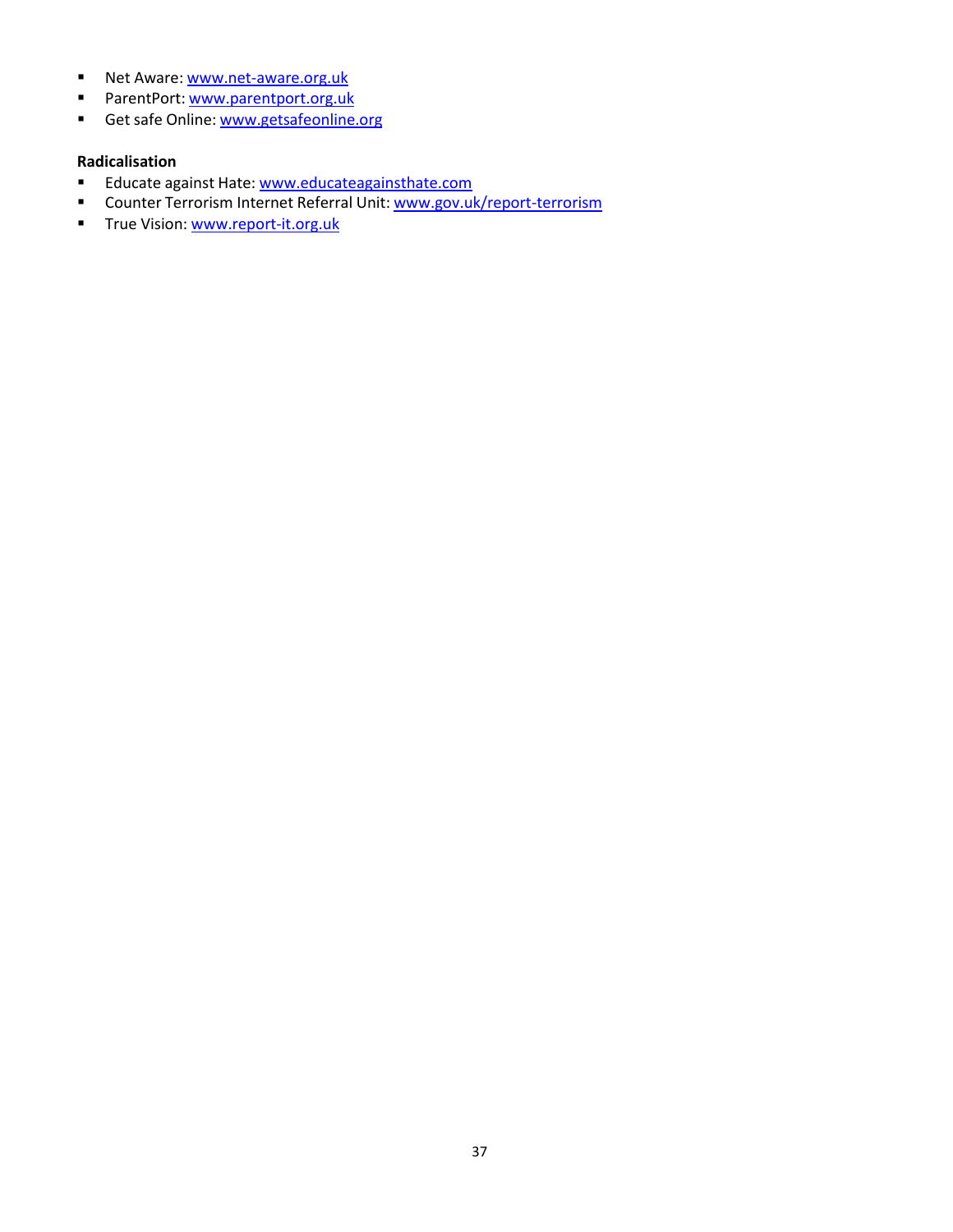- Net Aware: www.net-aware.org.uk
- ParentPort: www.parentport.org.uk
- Get safe Online: www.getsafeonline.org

**Radicalisation**

- Educate against Hate: www.educateagainsthate.com
- Counter Terrorism Internet Referral Unit: www.gov.uk/report-terrorism
- True Vision: www.report-it.org.uk